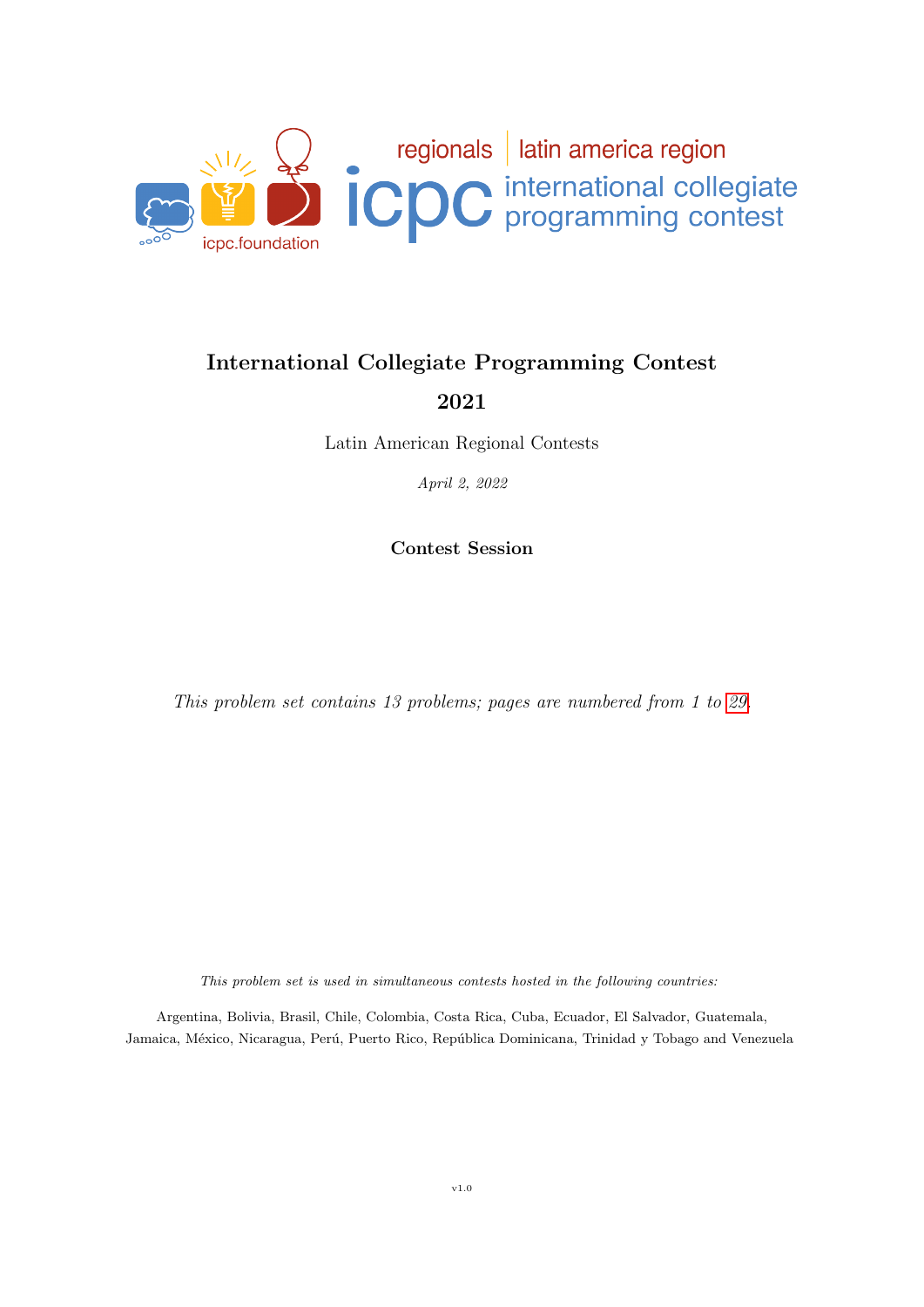regionals | latin america region

icpc international collegiate programming contest

icpc.foundation

# International Collegiate Programming Contest

# 2021

Latin American Regional Contests

*April 2, 2022*

**Contest Session**

*This problem set contains 13 problems; pages are numbered from 1 to 29.*

*This problem set is used in simultaneous contests hosted in the following countries:*

Argentina, Bolivia, Brasil, Chile, Colombia, Costa Rica, Cuba, Ecuador, El Salvador, Guatemala, Jamaica, México, Nicaragua, Perú, Puerto Rico, República Dominicana, Trinidad y Tobago and Venezuela

v1.0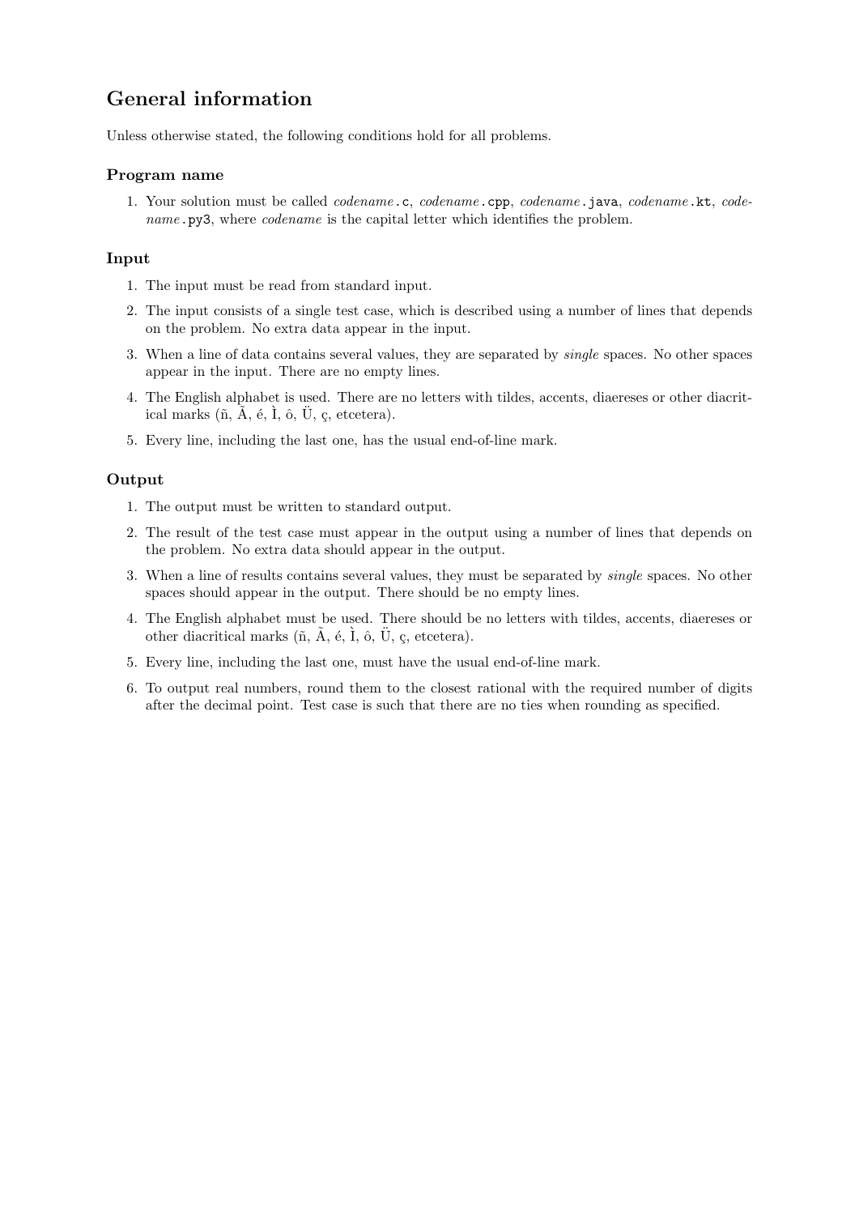# General information

Unless otherwise stated, the following conditions hold for all problems.

### Program name

1. Your solution must be called *codename*`.c`, *codename*`.cpp`, *codename*`.java`, *codename*`.kt`, *codename*`.py3`, where *codename* is the capital letter which identifies the problem.

### Input

1. The input must be read from standard input.
2. The input consists of a single test case, which is described using a number of lines that depends on the problem. No extra data appear in the input.
3. When a line of data contains several values, they are separated by *single* spaces. No other spaces appear in the input. There are no empty lines.
4. The English alphabet is used. There are no letters with tildes, accents, diaereses or other diacritical marks (ñ, Ã, é, Ì, ô, Ü, ç, etcetera).
5. Every line, including the last one, has the usual end-of-line mark.

### Output

1. The output must be written to standard output.
2. The result of the test case must appear in the output using a number of lines that depends on the problem. No extra data should appear in the output.
3. When a line of results contains several values, they must be separated by *single* spaces. No other spaces should appear in the output. There should be no empty lines.
4. The English alphabet must be used. There should be no letters with tildes, accents, diaereses or other diacritical marks (ñ, Ã, é, Ì, ô, Ü, ç, etcetera).
5. Every line, including the last one, must have the usual end-of-line mark.
6. To output real numbers, round them to the closest rational with the required number of digits after the decimal point. Test case is such that there are no ties when rounding as specified.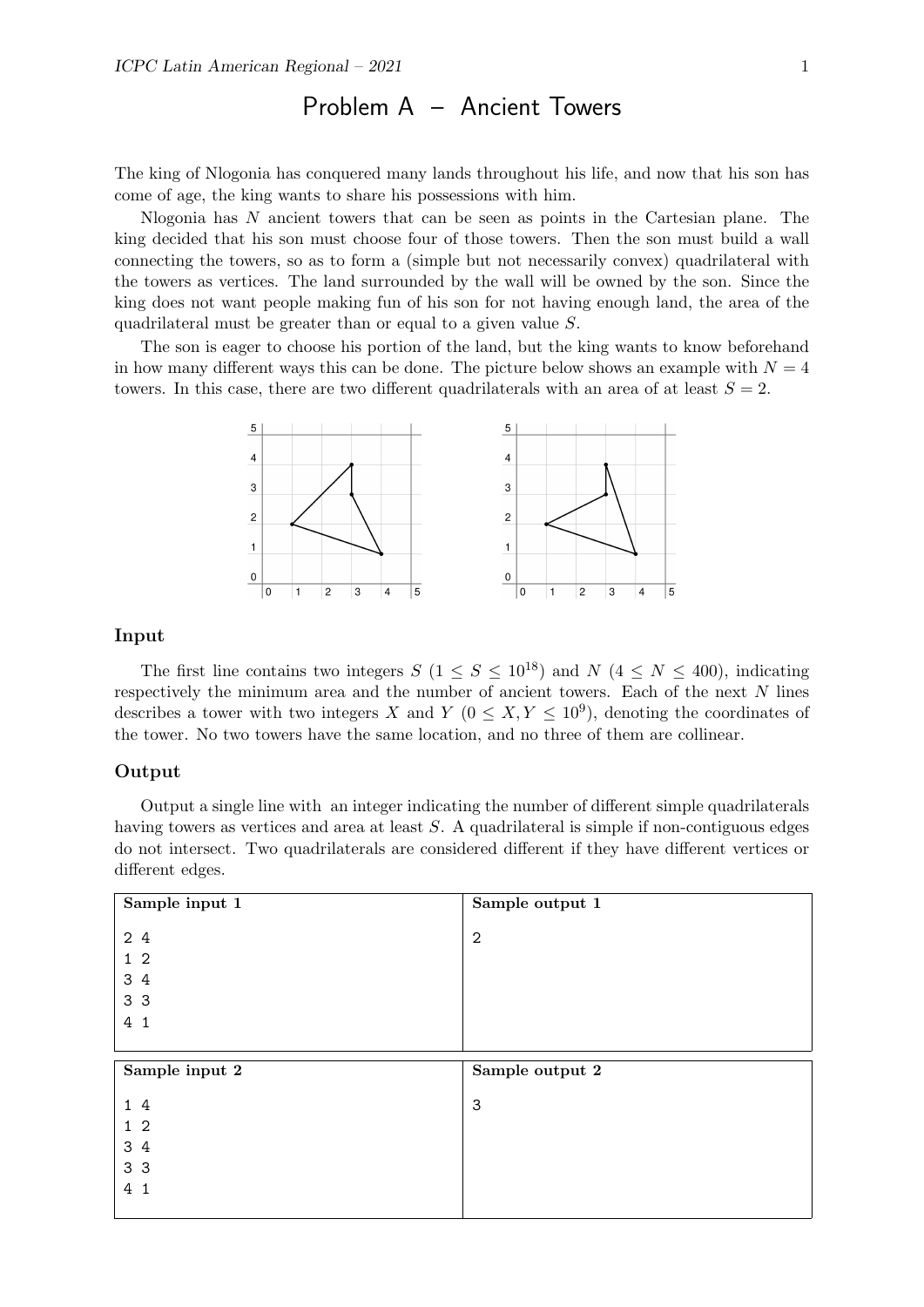# Problem A – Ancient Towers

The king of Nlogonia has conquered many lands throughout his life, and now that his son has come of age, the king wants to share his possessions with him.

Nlogonia has $N$ ancient towers that can be seen as points in the Cartesian plane. The king decided that his son must choose four of those towers. Then the son must build a wall connecting the towers, so as to form a (simple but not necessarily convex) quadrilateral with the towers as vertices. The land surrounded by the wall will be owned by the son. Since the king does not want people making fun of his son for not having enough land, the area of the quadrilateral must be greater than or equal to a given value $S$.

The son is eager to choose his portion of the land, but the king wants to know beforehand in how many different ways this can be done. The picture below shows an example with $N = 4$ towers. In this case, there are two different quadrilaterals with an area of at least $S = 2$.

## Input

The first line contains two integers $S$ ($1 \leq S \leq 10^{18}$) and $N$ ($4 \leq N \leq 400$), indicating respectively the minimum area and the number of ancient towers. Each of the next $N$ lines describes a tower with two integers $X$ and $Y$ ($0 \leq X, Y \leq 10^9$), denoting the coordinates of the tower. No two towers have the same location, and no three of them are collinear.

## Output

Output a single line with an integer indicating the number of different simple quadrilaterals having towers as vertices and area at least $S$. A quadrilateral is simple if non-contiguous edges do not intersect. Two quadrilaterals are considered different if they have different vertices or different edges.

| Sample input 1 | Sample output 1 |
|---|---|
| 2 4<br>1 2<br>3 4<br>3 3<br>4 1 | 2 |

| Sample input 2 | Sample output 2 |
|---|---|
| 1 4<br>1 2<br>3 4<br>3 3<br>4 1 | 3 |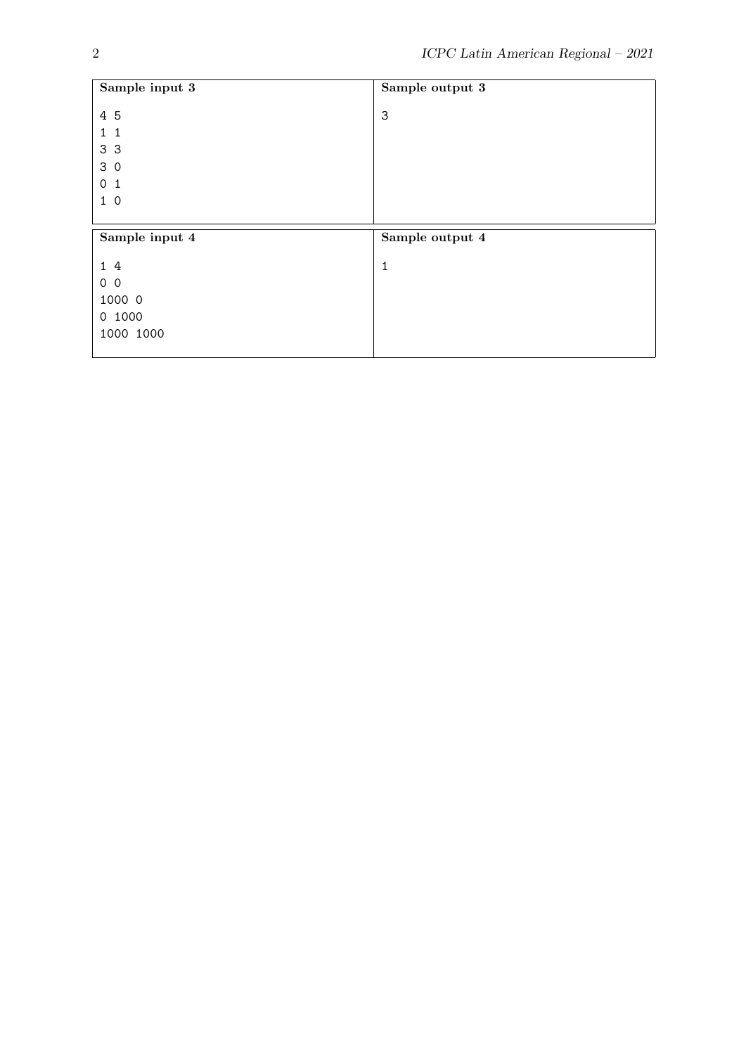| Sample input 3 | Sample output 3 |
|---|---|
| 4 5<br>1 1<br>3 3<br>3 0<br>0 1<br>1 0 | 3 |

| Sample input 4 | Sample output 4 |
|---|---|
| 1 4<br>0 0<br>1000 0<br>0 1000<br>1000 1000 | 1 |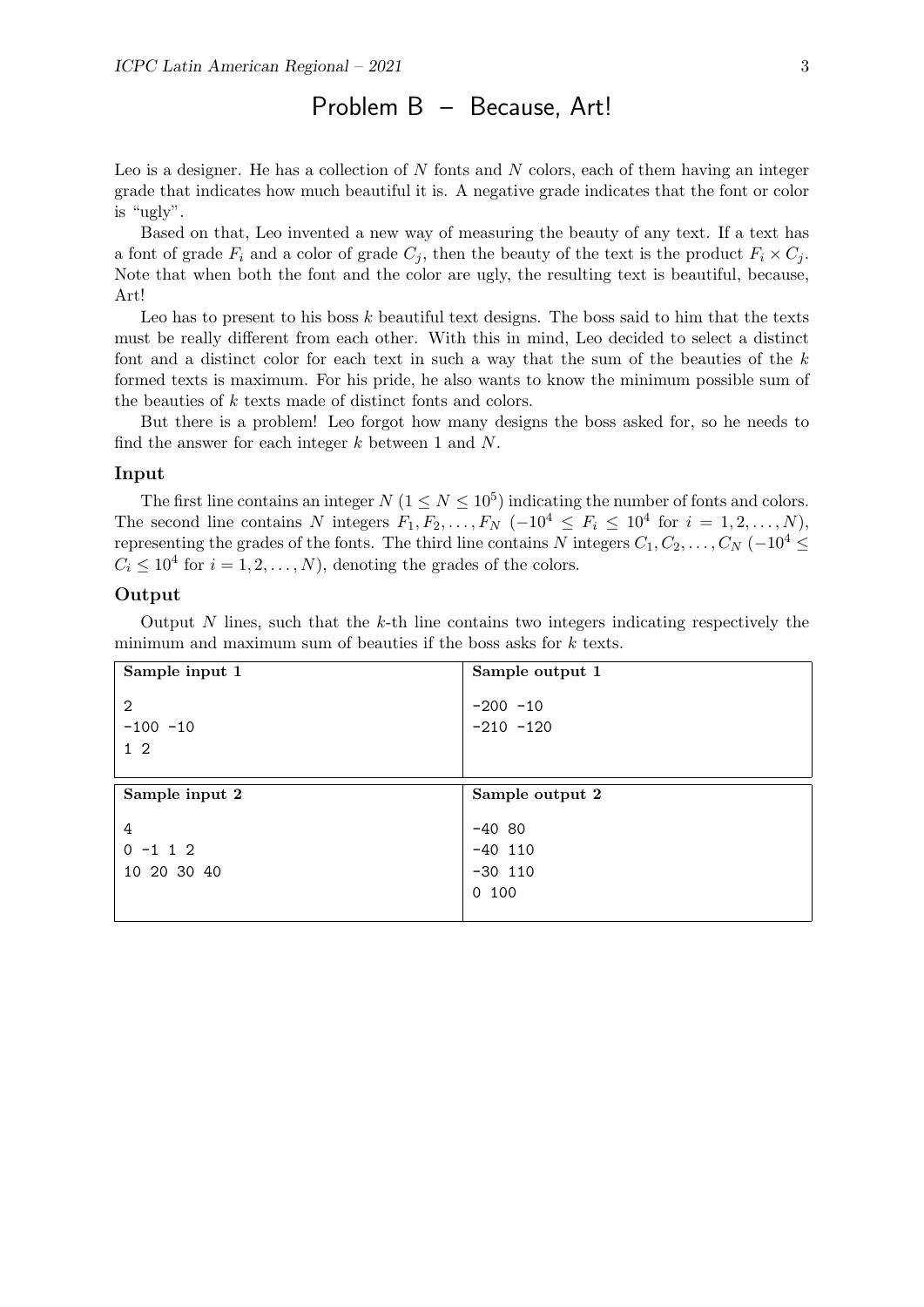# Problem B – Because, Art!

Leo is a designer. He has a collection of $N$ fonts and $N$ colors, each of them having an integer grade that indicates how much beautiful it is. A negative grade indicates that the font or color is "ugly".

Based on that, Leo invented a new way of measuring the beauty of any text. If a text has a font of grade $F_i$ and a color of grade $C_j$, then the beauty of the text is the product $F_i \times C_j$. Note that when both the font and the color are ugly, the resulting text is beautiful, because, Art!

Leo has to present to his boss $k$ beautiful text designs. The boss said to him that the texts must be really different from each other. With this in mind, Leo decided to select a distinct font and a distinct color for each text in such a way that the sum of the beauties of the $k$ formed texts is maximum. For his pride, he also wants to know the minimum possible sum of the beauties of $k$ texts made of distinct fonts and colors.

But there is a problem! Leo forgot how many designs the boss asked for, so he needs to find the answer for each integer $k$ between 1 and $N$.

## Input

The first line contains an integer $N$ ($1 \leq N \leq 10^5$) indicating the number of fonts and colors. The second line contains $N$ integers $F_1, F_2, \ldots, F_N$ ($-10^4 \leq F_i \leq 10^4$ for $i = 1, 2, \ldots, N$), representing the grades of the fonts. The third line contains $N$ integers $C_1, C_2, \ldots, C_N$ ($-10^4 \leq C_i \leq 10^4$ for $i = 1, 2, \ldots, N$), denoting the grades of the colors.

## Output

Output $N$ lines, such that the $k$-th line contains two integers indicating respectively the minimum and maximum sum of beauties if the boss asks for $k$ texts.

| Sample input 1 | Sample output 1 |
|---|---|
| <pre>2<br>-100 -10<br>1 2</pre> | <pre>-200 -10<br>-210 -120</pre> |

| Sample input 2 | Sample output 2 |
|---|---|
| <pre>4<br>0 -1 1 2<br>10 20 30 40</pre> | <pre>-40 80<br>-40 110<br>-30 110<br>0 100</pre> |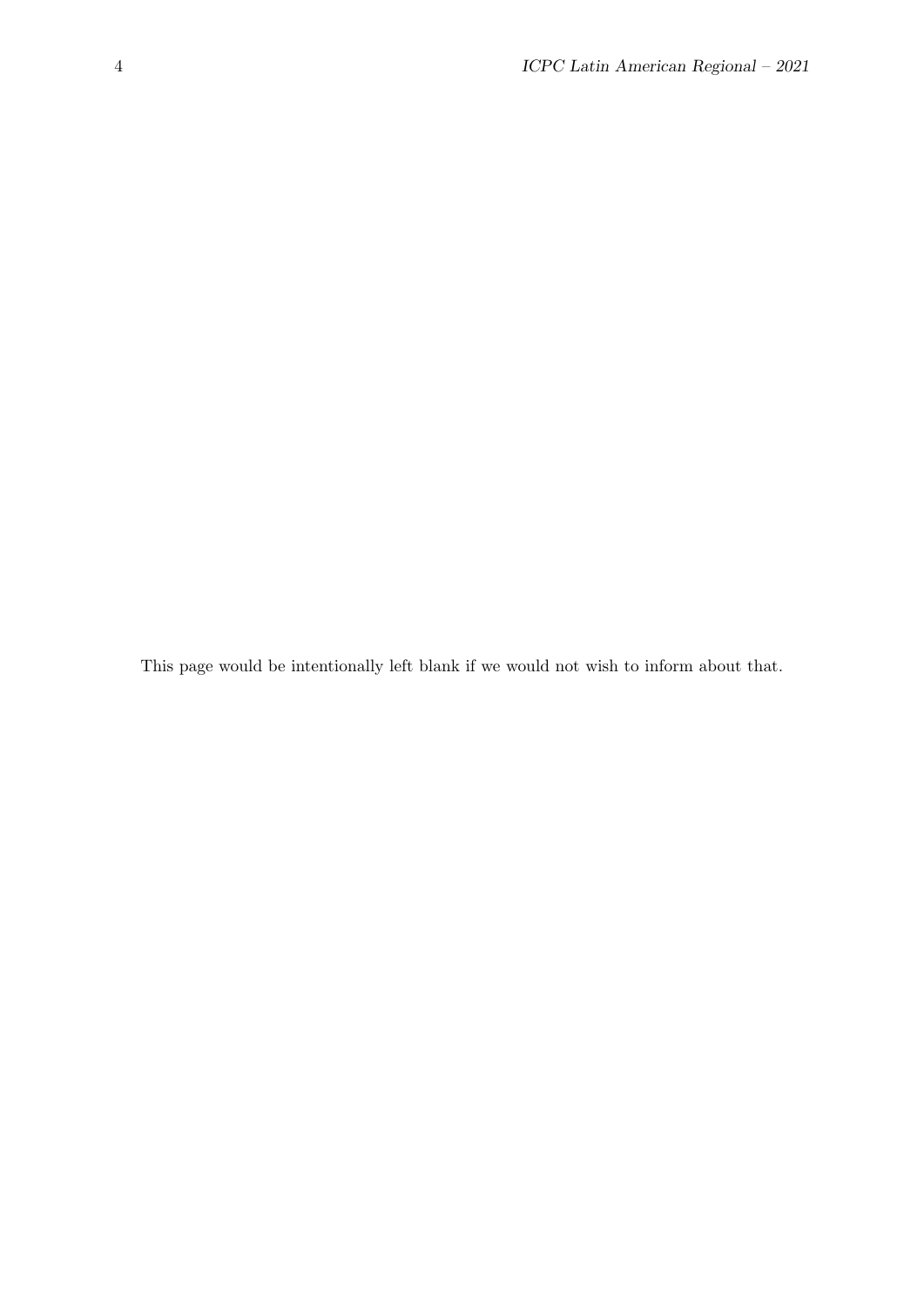This page would be intentionally left blank if we would not wish to inform about that.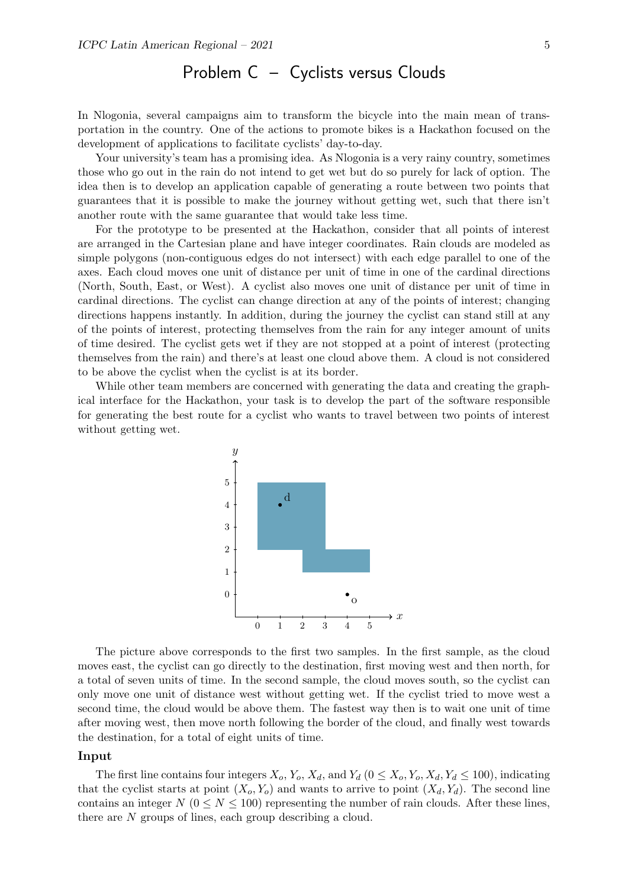# Problem C – Cyclists versus Clouds

In Nlogonia, several campaigns aim to transform the bicycle into the main mean of transportation in the country. One of the actions to promote bikes is a Hackathon focused on the development of applications to facilitate cyclists' day-to-day.

Your university's team has a promising idea. As Nlogonia is a very rainy country, sometimes those who go out in the rain do not intend to get wet but do so purely for lack of option. The idea then is to develop an application capable of generating a route between two points that guarantees that it is possible to make the journey without getting wet, such that there isn't another route with the same guarantee that would take less time.

For the prototype to be presented at the Hackathon, consider that all points of interest are arranged in the Cartesian plane and have integer coordinates. Rain clouds are modeled as simple polygons (non-contiguous edges do not intersect) with each edge parallel to one of the axes. Each cloud moves one unit of distance per unit of time in one of the cardinal directions (North, South, East, or West). A cyclist also moves one unit of distance per unit of time in cardinal directions. The cyclist can change direction at any of the points of interest; changing directions happens instantly. In addition, during the journey the cyclist can stand still at any of the points of interest, protecting themselves from the rain for any integer amount of units of time desired. The cyclist gets wet if they are not stopped at a point of interest (protecting themselves from the rain) and there's at least one cloud above them. A cloud is not considered to be above the cyclist when the cyclist is at its border.

While other team members are concerned with generating the data and creating the graphical interface for the Hackathon, your task is to develop the part of the software responsible for generating the best route for a cyclist who wants to travel between two points of interest without getting wet.

The picture above corresponds to the first two samples. In the first sample, as the cloud moves east, the cyclist can go directly to the destination, first moving west and then north, for a total of seven units of time. In the second sample, the cloud moves south, so the cyclist can only move one unit of distance west without getting wet. If the cyclist tried to move west a second time, the cloud would be above them. The fastest way then is to wait one unit of time after moving west, then move north following the border of the cloud, and finally west towards the destination, for a total of eight units of time.

## Input

The first line contains four integers $X_o$, $Y_o$, $X_d$, and $Y_d$ ($0 \leq X_o, Y_o, X_d, Y_d \leq 100$), indicating that the cyclist starts at point $(X_o, Y_o)$ and wants to arrive to point $(X_d, Y_d)$. The second line contains an integer $N$ ($0 \leq N \leq 100$) representing the number of rain clouds. After these lines, there are $N$ groups of lines, each group describing a cloud.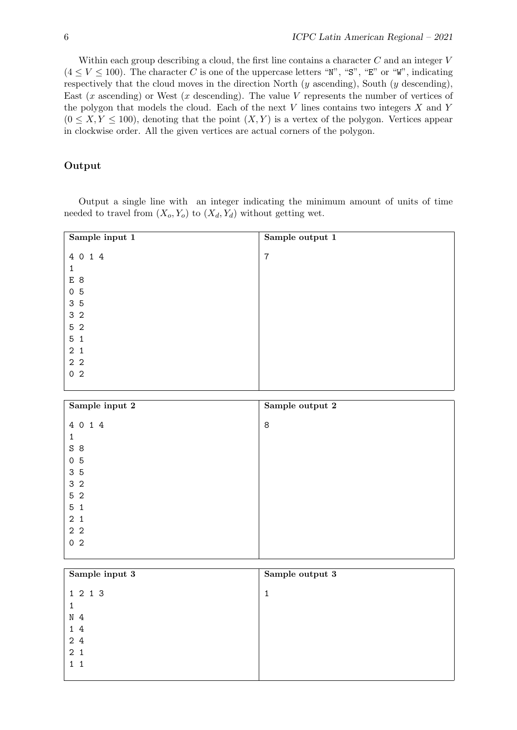Within each group describing a cloud, the first line contains a character $C$ and an integer $V$ ($4 \le V \le 100$). The character $C$ is one of the uppercase letters "N", "S", "E" or "W", indicating respectively that the cloud moves in the direction North ($y$ ascending), South ($y$ descending), East ($x$ ascending) or West ($x$ descending). The value $V$ represents the number of vertices of the polygon that models the cloud. Each of the next $V$ lines contains two integers $X$ and $Y$ ($0 \le X, Y \le 100$), denoting that the point $(X, Y)$ is a vertex of the polygon. Vertices appear in clockwise order. All the given vertices are actual corners of the polygon.

## Output

Output a single line with an integer indicating the minimum amount of units of time needed to travel from $(X_o, Y_o)$ to $(X_d, Y_d)$ without getting wet.

| Sample input 1 | Sample output 1 |
|---|---|
| <pre>4 0 1 4<br>1<br>E 8<br>0 5<br>3 5<br>3 2<br>5 2<br>5 1<br>2 1<br>2 2<br>0 2</pre> | <pre>7</pre> |

| Sample input 2 | Sample output 2 |
|---|---|
| <pre>4 0 1 4<br>1<br>S 8<br>0 5<br>3 5<br>3 2<br>5 2<br>5 1<br>2 1<br>2 2<br>0 2</pre> | <pre>8</pre> |

| Sample input 3 | Sample output 3 |
|---|---|
| <pre>1 2 1 3<br>1<br>N 4<br>1 4<br>2 4<br>2 1<br>1 1</pre> | <pre>1</pre> |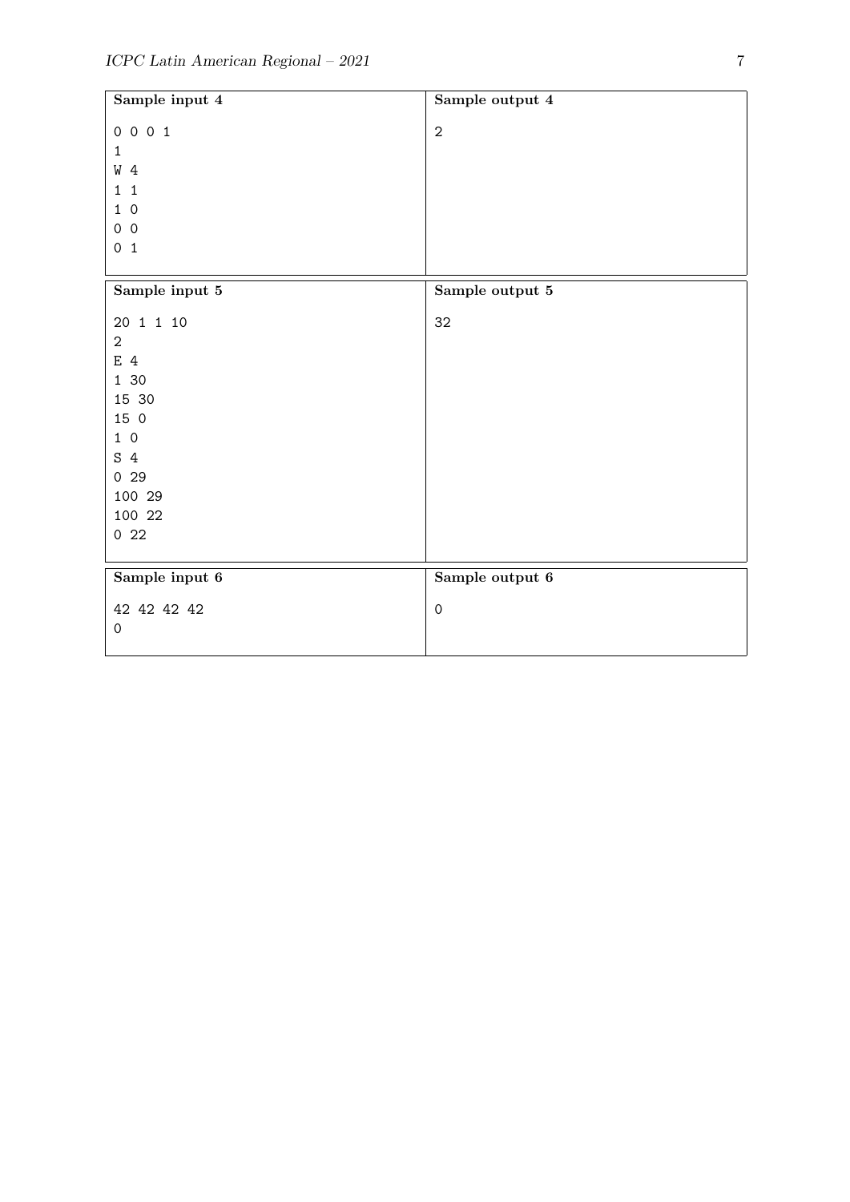| Sample input 4 | Sample output 4 |
| --- | --- |
| 0 0 0 1<br>1<br>W 4<br>1 1<br>1 0<br>0 0<br>0 1 | 2 |

| Sample input 5 | Sample output 5 |
| --- | --- |
| 20 1 1 10<br>2<br>E 4<br>1 30<br>15 30<br>15 0<br>1 0<br>S 4<br>0 29<br>100 29<br>100 22<br>0 22 | 32 |

| Sample input 6 | Sample output 6 |
| --- | --- |
| 42 42 42 42<br>0 | 0 |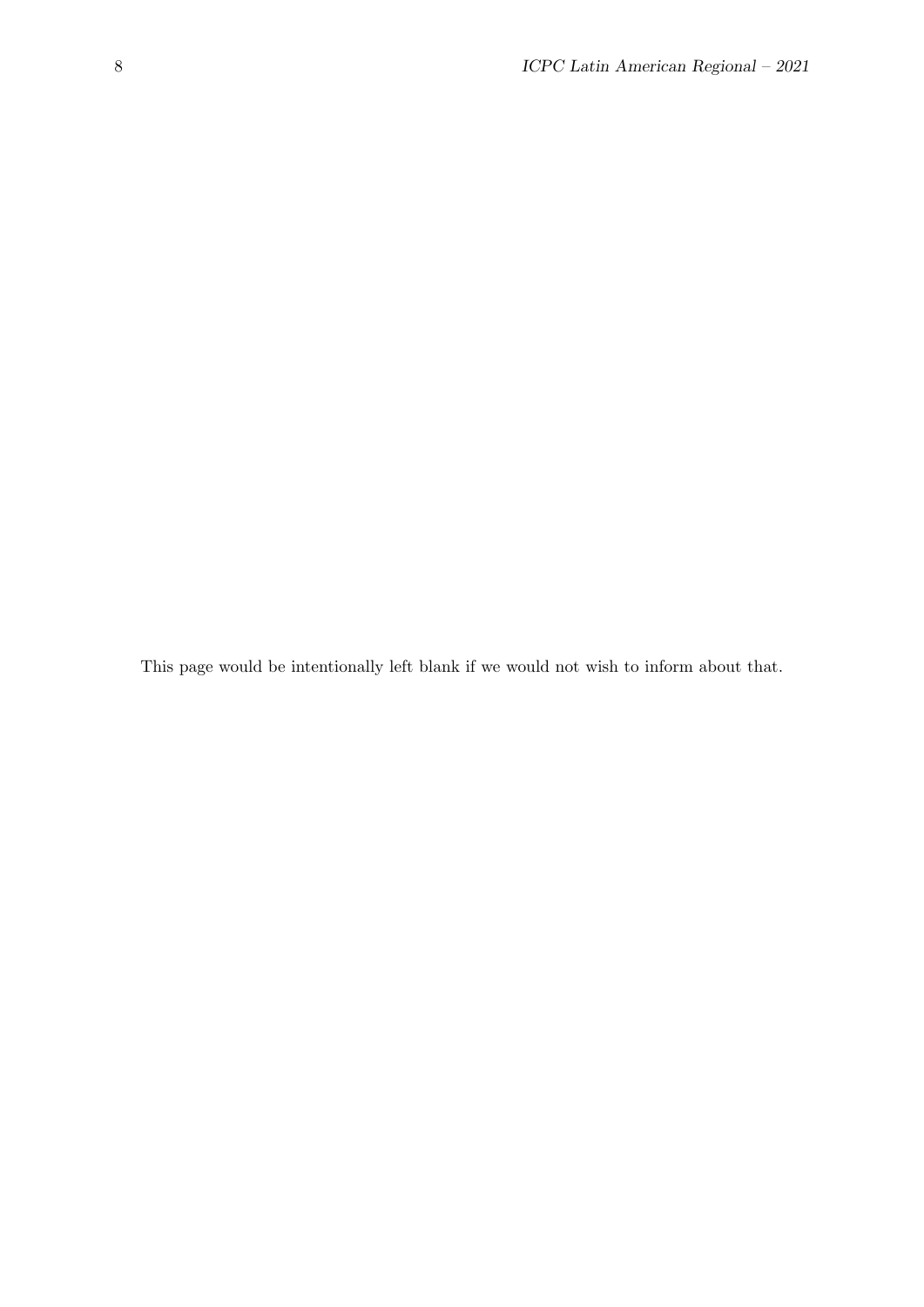This page would be intentionally left blank if we would not wish to inform about that.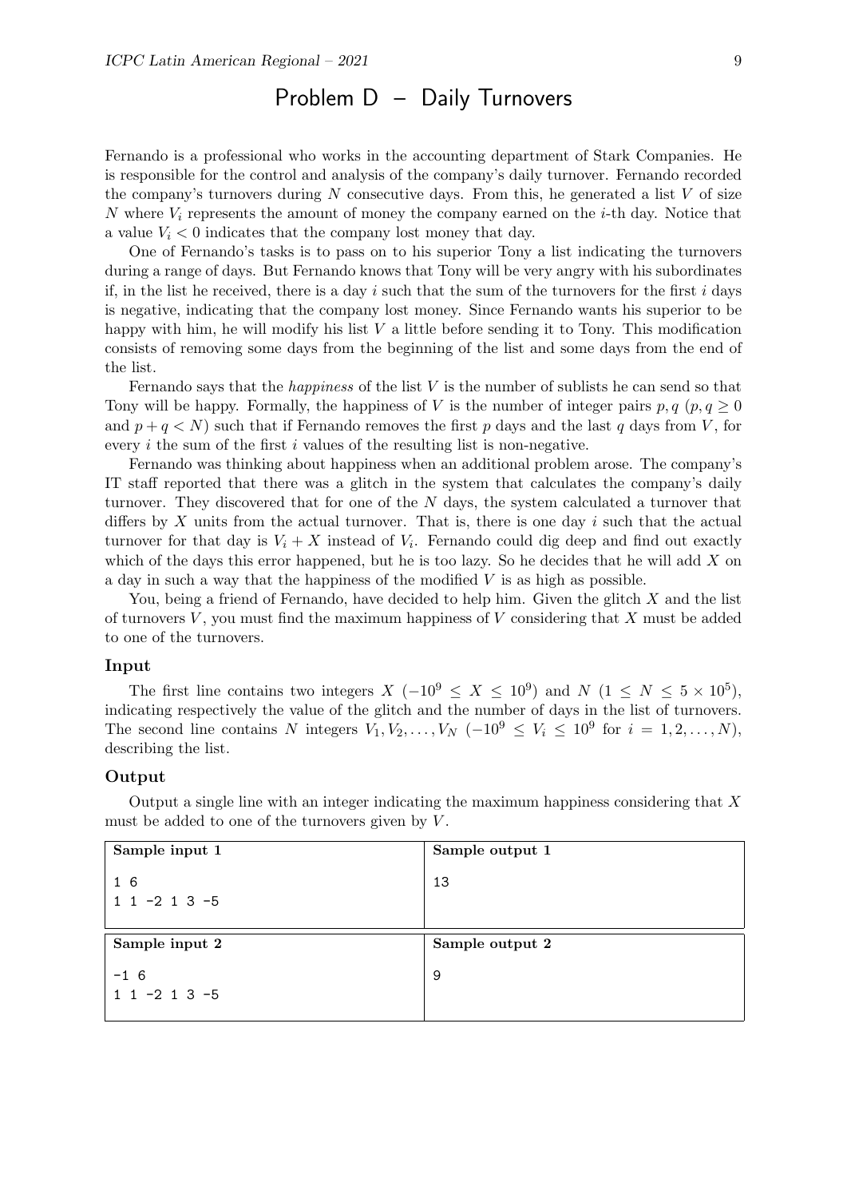# Problem D – Daily Turnovers

Fernando is a professional who works in the accounting department of Stark Companies. He is responsible for the control and analysis of the company's daily turnover. Fernando recorded the company's turnovers during $N$ consecutive days. From this, he generated a list $V$ of size $N$ where $V_i$ represents the amount of money the company earned on the $i$-th day. Notice that a value $V_i < 0$ indicates that the company lost money that day.

One of Fernando's tasks is to pass on to his superior Tony a list indicating the turnovers during a range of days. But Fernando knows that Tony will be very angry with his subordinates if, in the list he received, there is a day $i$ such that the sum of the turnovers for the first $i$ days is negative, indicating that the company lost money. Since Fernando wants his superior to be happy with him, he will modify his list $V$ a little before sending it to Tony. This modification consists of removing some days from the beginning of the list and some days from the end of the list.

Fernando says that the *happiness* of the list $V$ is the number of sublists he can send so that Tony will be happy. Formally, the happiness of $V$ is the number of integer pairs $p, q$ ($p, q \geq 0$ and $p + q < N$) such that if Fernando removes the first $p$ days and the last $q$ days from $V$, for every $i$ the sum of the first $i$ values of the resulting list is non-negative.

Fernando was thinking about happiness when an additional problem arose. The company's IT staff reported that there was a glitch in the system that calculates the company's daily turnover. They discovered that for one of the $N$ days, the system calculated a turnover that differs by $X$ units from the actual turnover. That is, there is one day $i$ such that the actual turnover for that day is $V_i + X$ instead of $V_i$. Fernando could dig deep and find out exactly which of the days this error happened, but he is too lazy. So he decides that he will add $X$ on a day in such a way that the happiness of the modified $V$ is as high as possible.

You, being a friend of Fernando, have decided to help him. Given the glitch $X$ and the list of turnovers $V$, you must find the maximum happiness of $V$ considering that $X$ must be added to one of the turnovers.

## Input

The first line contains two integers $X$ ($-10^9 \leq X \leq 10^9$) and $N$ ($1 \leq N \leq 5 \times 10^5$), indicating respectively the value of the glitch and the number of days in the list of turnovers. The second line contains $N$ integers $V_1, V_2, \ldots, V_N$ ($-10^9 \leq V_i \leq 10^9$ for $i = 1, 2, \ldots, N$), describing the list.

## Output

Output a single line with an integer indicating the maximum happiness considering that $X$ must be added to one of the turnovers given by $V$.

| Sample input 1 | Sample output 1 |
|---|---|
| 1 6<br>1 1 -2 1 3 -5 | 13 |

| Sample input 2 | Sample output 2 |
|---|---|
| -1 6<br>1 1 -2 1 3 -5 | 9 |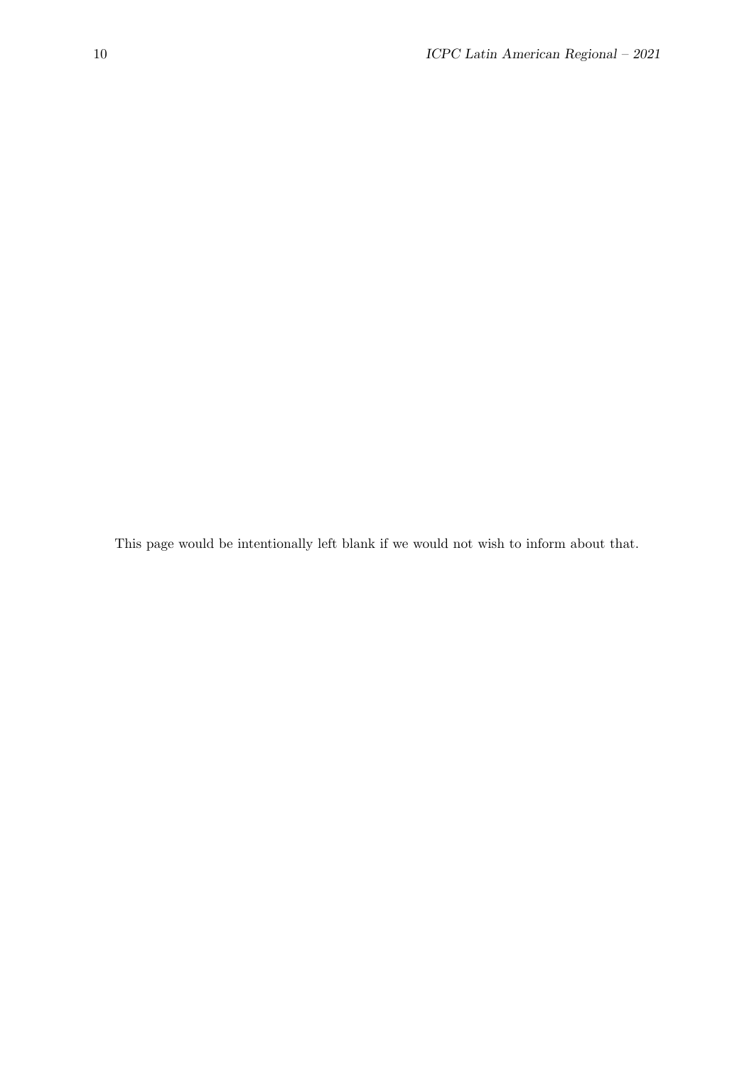This page would be intentionally left blank if we would not wish to inform about that.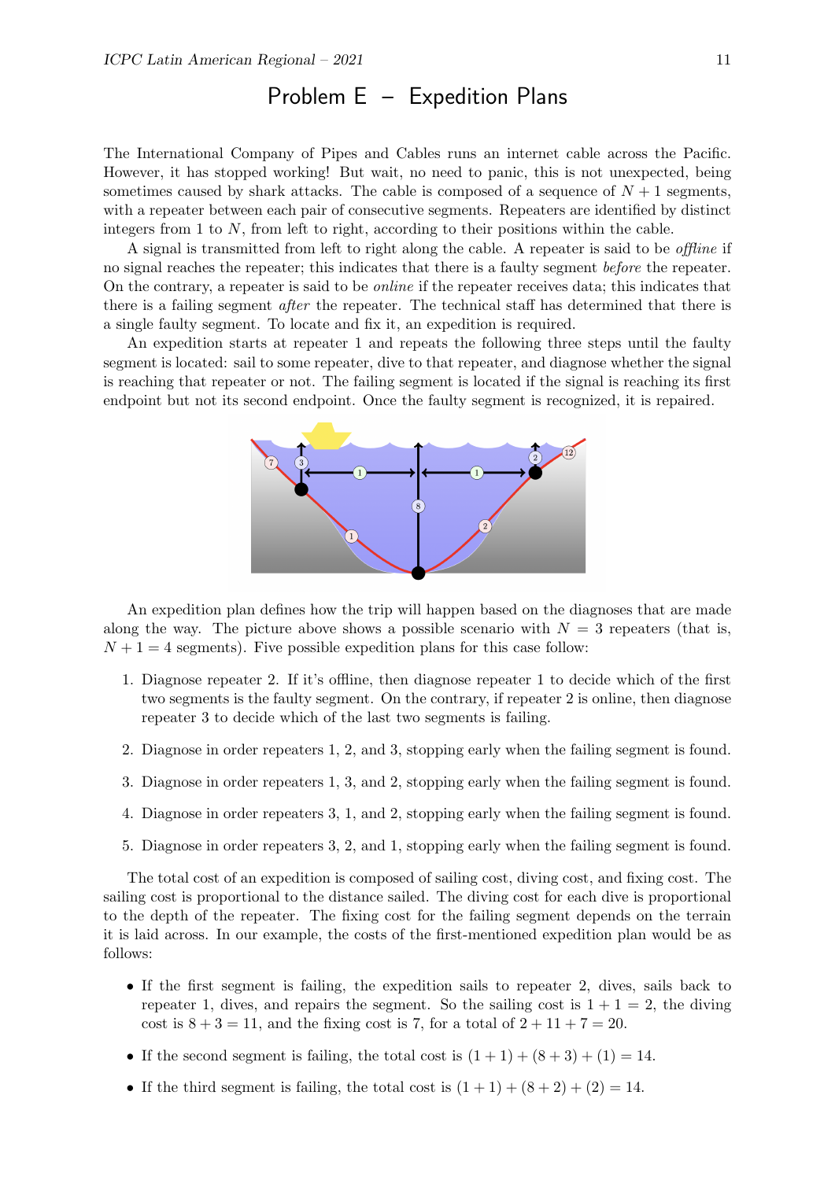# Problem E – Expedition Plans

The International Company of Pipes and Cables runs an internet cable across the Pacific. However, it has stopped working! But wait, no need to panic, this is not unexpected, being sometimes caused by shark attacks. The cable is composed of a sequence of $N + 1$ segments, with a repeater between each pair of consecutive segments. Repeaters are identified by distinct integers from 1 to $N$, from left to right, according to their positions within the cable.

A signal is transmitted from left to right along the cable. A repeater is said to be *offline* if no signal reaches the repeater; this indicates that there is a faulty segment *before* the repeater. On the contrary, a repeater is said to be *online* if the repeater receives data; this indicates that there is a failing segment *after* the repeater. The technical staff has determined that there is a single faulty segment. To locate and fix it, an expedition is required.

An expedition starts at repeater 1 and repeats the following three steps until the faulty segment is located: sail to some repeater, dive to that repeater, and diagnose whether the signal is reaching that repeater or not. The failing segment is located if the signal is reaching its first endpoint but not its second endpoint. Once the faulty segment is recognized, it is repaired.

An expedition plan defines how the trip will happen based on the diagnoses that are made along the way. The picture above shows a possible scenario with $N = 3$ repeaters (that is, $N + 1 = 4$ segments). Five possible expedition plans for this case follow:

1. Diagnose repeater 2. If it's offline, then diagnose repeater 1 to decide which of the first two segments is the faulty segment. On the contrary, if repeater 2 is online, then diagnose repeater 3 to decide which of the last two segments is failing.
2. Diagnose in order repeaters 1, 2, and 3, stopping early when the failing segment is found.
3. Diagnose in order repeaters 1, 3, and 2, stopping early when the failing segment is found.
4. Diagnose in order repeaters 3, 1, and 2, stopping early when the failing segment is found.
5. Diagnose in order repeaters 3, 2, and 1, stopping early when the failing segment is found.

The total cost of an expedition is composed of sailing cost, diving cost, and fixing cost. The sailing cost is proportional to the distance sailed. The diving cost for each dive is proportional to the depth of the repeater. The fixing cost for the failing segment depends on the terrain it is laid across. In our example, the costs of the first-mentioned expedition plan would be as follows:

- If the first segment is failing, the expedition sails to repeater 2, dives, sails back to repeater 1, dives, and repairs the segment. So the sailing cost is $1 + 1 = 2$, the diving cost is $8 + 3 = 11$, and the fixing cost is 7, for a total of $2 + 11 + 7 = 20$.
- If the second segment is failing, the total cost is $(1 + 1) + (8 + 3) + (1) = 14$.
- If the third segment is failing, the total cost is $(1 + 1) + (8 + 2) + (2) = 14$.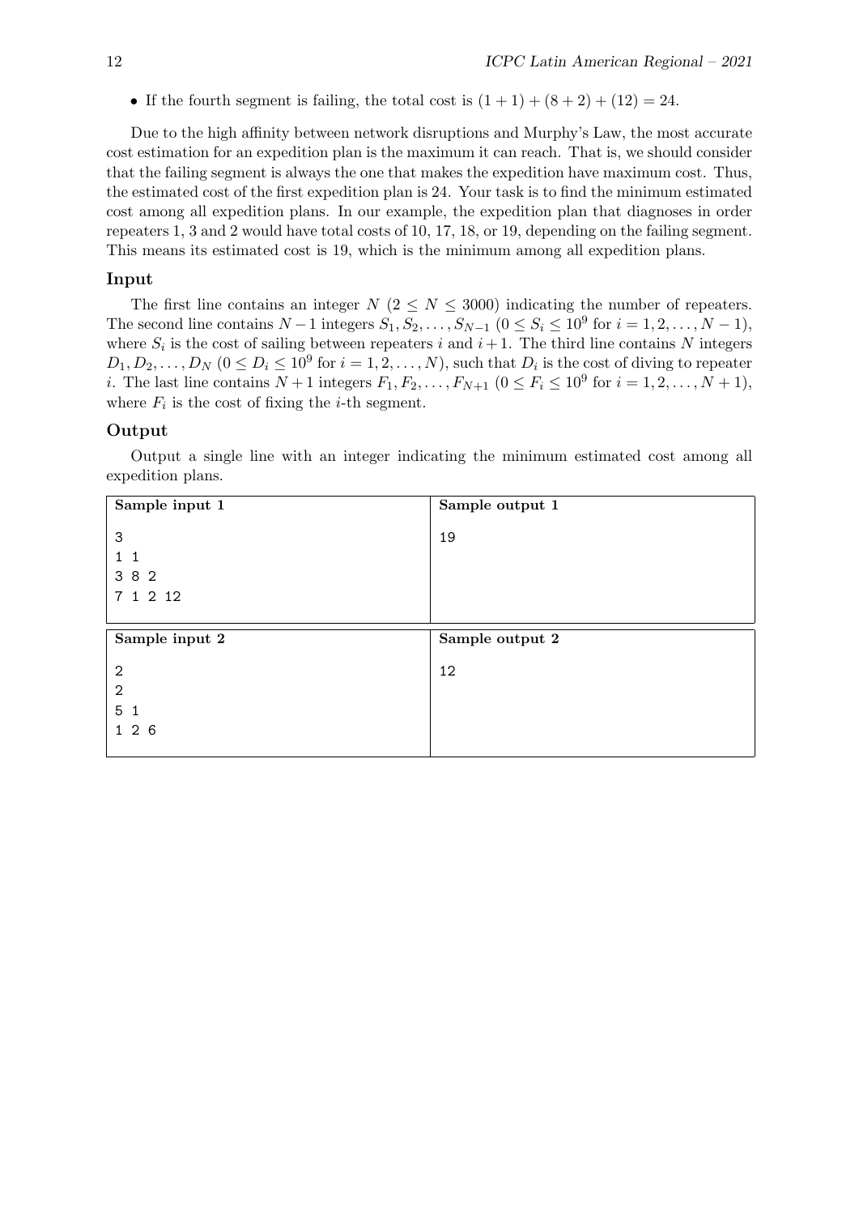- If the fourth segment is failing, the total cost is $(1+1)+(8+2)+(12) = 24$.

Due to the high affinity between network disruptions and Murphy's Law, the most accurate cost estimation for an expedition plan is the maximum it can reach. That is, we should consider that the failing segment is always the one that makes the expedition have maximum cost. Thus, the estimated cost of the first expedition plan is 24. Your task is to find the minimum estimated cost among all expedition plans. In our example, the expedition plan that diagnoses in order repeaters 1, 3 and 2 would have total costs of 10, 17, 18, or 19, depending on the failing segment. This means its estimated cost is 19, which is the minimum among all expedition plans.

### Input

The first line contains an integer $N$ ($2 \leq N \leq 3000$) indicating the number of repeaters. The second line contains $N-1$ integers $S_1, S_2, \ldots, S_{N-1}$ ($0 \leq S_i \leq 10^9$ for $i = 1, 2, \ldots, N-1$), where $S_i$ is the cost of sailing between repeaters $i$ and $i+1$. The third line contains $N$ integers $D_1, D_2, \ldots, D_N$ ($0 \leq D_i \leq 10^9$ for $i = 1, 2, \ldots, N$), such that $D_i$ is the cost of diving to repeater $i$. The last line contains $N+1$ integers $F_1, F_2, \ldots, F_{N+1}$ ($0 \leq F_i \leq 10^9$ for $i = 1, 2, \ldots, N+1$), where $F_i$ is the cost of fixing the $i$-th segment.

### Output

Output a single line with an integer indicating the minimum estimated cost among all expedition plans.

| Sample input 1 | Sample output 1 |
|---|---|
| 3<br>1 1<br>3 8 2<br>7 1 2 12 | 19 |

| Sample input 2 | Sample output 2 |
|---|---|
| 2<br>2<br>5 1<br>1 2 6 | 12 |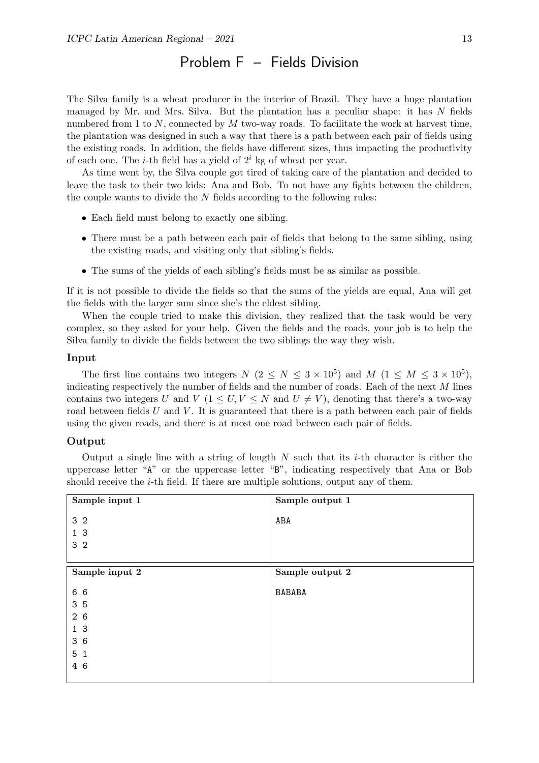# Problem F – Fields Division

The Silva family is a wheat producer in the interior of Brazil. They have a huge plantation managed by Mr. and Mrs. Silva. But the plantation has a peculiar shape: it has $N$ fields numbered from 1 to $N$, connected by $M$ two-way roads. To facilitate the work at harvest time, the plantation was designed in such a way that there is a path between each pair of fields using the existing roads. In addition, the fields have different sizes, thus impacting the productivity of each one. The $i$-th field has a yield of $2^i$ kg of wheat per year.

As time went by, the Silva couple got tired of taking care of the plantation and decided to leave the task to their two kids: Ana and Bob. To not have any fights between the children, the couple wants to divide the $N$ fields according to the following rules:

- Each field must belong to exactly one sibling.
- There must be a path between each pair of fields that belong to the same sibling, using the existing roads, and visiting only that sibling's fields.
- The sums of the yields of each sibling's fields must be as similar as possible.

If it is not possible to divide the fields so that the sums of the yields are equal, Ana will get the fields with the larger sum since she's the eldest sibling.

When the couple tried to make this division, they realized that the task would be very complex, so they asked for your help. Given the fields and the roads, your job is to help the Silva family to divide the fields between the two siblings the way they wish.

### Input

The first line contains two integers $N$ ($2 \le N \le 3 \times 10^5$) and $M$ ($1 \le M \le 3 \times 10^5$), indicating respectively the number of fields and the number of roads. Each of the next $M$ lines contains two integers $U$ and $V$ ($1 \le U, V \le N$ and $U \ne V$), denoting that there's a two-way road between fields $U$ and $V$. It is guaranteed that there is a path between each pair of fields using the given roads, and there is at most one road between each pair of fields.

### Output

Output a single line with a string of length $N$ such that its $i$-th character is either the uppercase letter "A" or the uppercase letter "B", indicating respectively that Ana or Bob should receive the $i$-th field. If there are multiple solutions, output any of them.

| Sample input 1 | Sample output 1 |
|---|---|
| 3 2<br>1 3<br>3 2 | ABA |

| Sample input 2 | Sample output 2 |
|---|---|
| 6 6<br>3 5<br>2 6<br>1 3<br>3 6<br>5 1<br>4 6 | BABABA |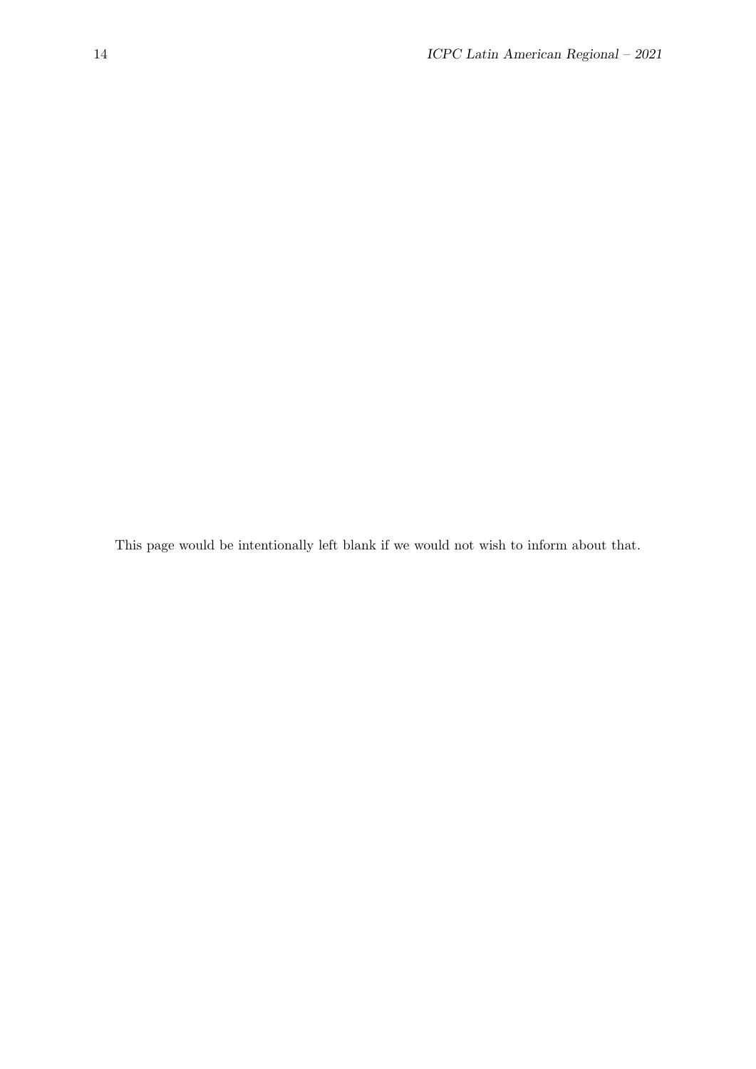This page would be intentionally left blank if we would not wish to inform about that.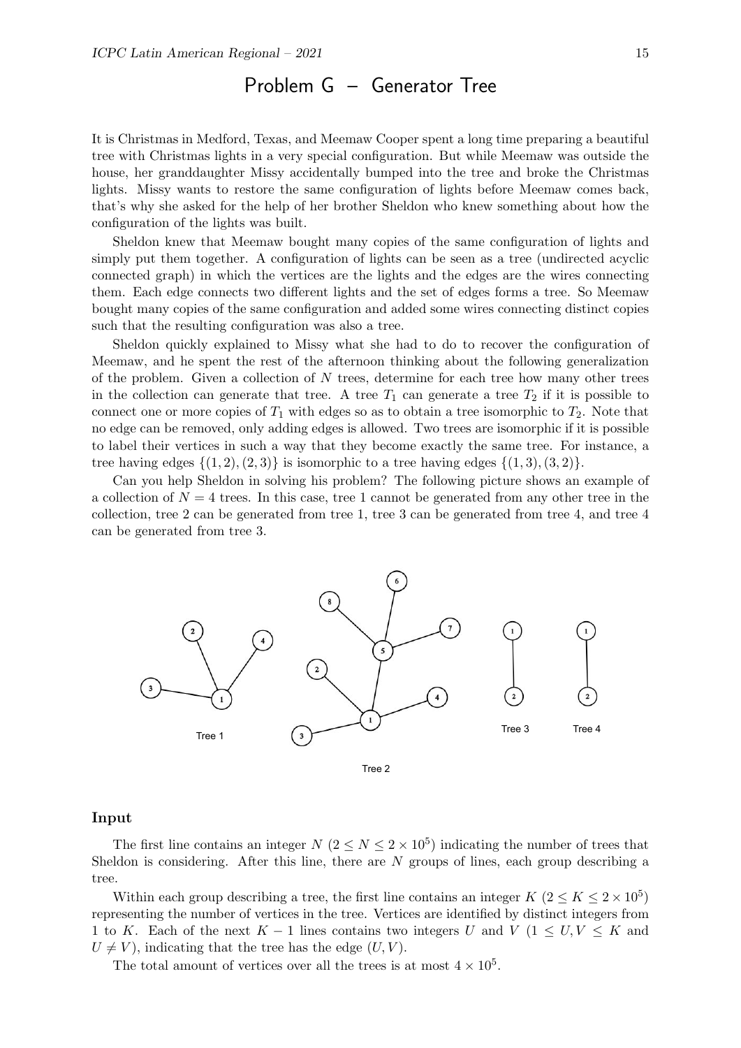# Problem G – Generator Tree

It is Christmas in Medford, Texas, and Meemaw Cooper spent a long time preparing a beautiful tree with Christmas lights in a very special configuration. But while Meemaw was outside the house, her granddaughter Missy accidentally bumped into the tree and broke the Christmas lights. Missy wants to restore the same configuration of lights before Meemaw comes back, that's why she asked for the help of her brother Sheldon who knew something about how the configuration of the lights was built.

Sheldon knew that Meemaw bought many copies of the same configuration of lights and simply put them together. A configuration of lights can be seen as a tree (undirected acyclic connected graph) in which the vertices are the lights and the edges are the wires connecting them. Each edge connects two different lights and the set of edges forms a tree. So Meemaw bought many copies of the same configuration and added some wires connecting distinct copies such that the resulting configuration was also a tree.

Sheldon quickly explained to Missy what she had to do to recover the configuration of Meemaw, and he spent the rest of the afternoon thinking about the following generalization of the problem. Given a collection of $N$ trees, determine for each tree how many other trees in the collection can generate that tree. A tree $T_1$ can generate a tree $T_2$ if it is possible to connect one or more copies of $T_1$ with edges so as to obtain a tree isomorphic to $T_2$. Note that no edge can be removed, only adding edges is allowed. Two trees are isomorphic if it is possible to label their vertices in such a way that they become exactly the same tree. For instance, a tree having edges $\{(1, 2), (2, 3)\}$ is isomorphic to a tree having edges $\{(1, 3), (3, 2)\}$.

Can you help Sheldon in solving his problem? The following picture shows an example of a collection of $N = 4$ trees. In this case, tree 1 cannot be generated from any other tree in the collection, tree 2 can be generated from tree 1, tree 3 can be generated from tree 4, and tree 4 can be generated from tree 3.

Tree 1 Tree 2 Tree 3 Tree 4

## Input

The first line contains an integer $N$ ($2 \leq N \leq 2 \times 10^5$) indicating the number of trees that Sheldon is considering. After this line, there are $N$ groups of lines, each group describing a tree.

Within each group describing a tree, the first line contains an integer $K$ ($2 \leq K \leq 2 \times 10^5$) representing the number of vertices in the tree. Vertices are identified by distinct integers from 1 to $K$. Each of the next $K - 1$ lines contains two integers $U$ and $V$ ($1 \leq U, V \leq K$ and $U \neq V$), indicating that the tree has the edge $(U, V)$.

The total amount of vertices over all the trees is at most $4 \times 10^5$.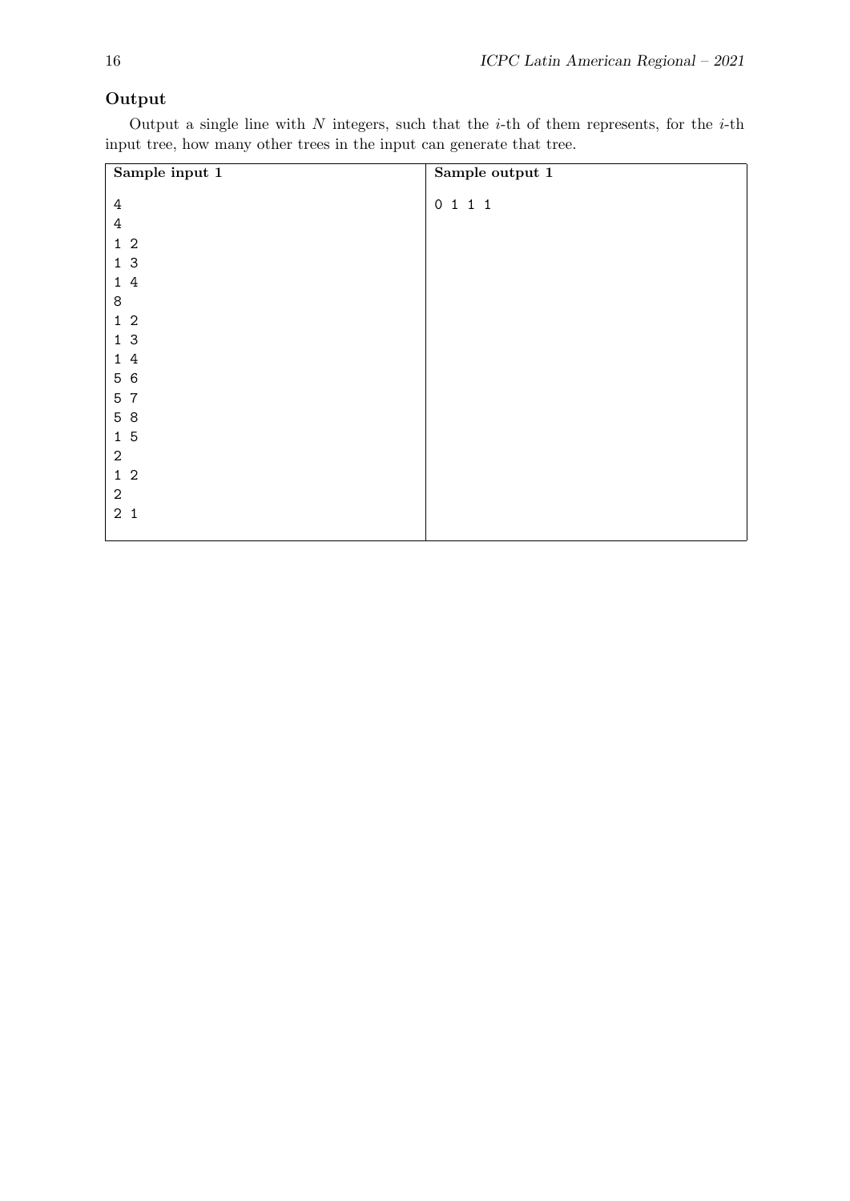## Output

Output a single line with $N$ integers, such that the $i$-th of them represents, for the $i$-th input tree, how many other trees in the input can generate that tree.

| Sample input 1 | Sample output 1 |
|---|---|
| 4<br>4<br>1 2<br>1 3<br>1 4<br>8<br>1 2<br>1 3<br>1 4<br>5 6<br>5 7<br>5 8<br>1 5<br>2<br>1 2<br>2<br>2 1 | 0 1 1 1 |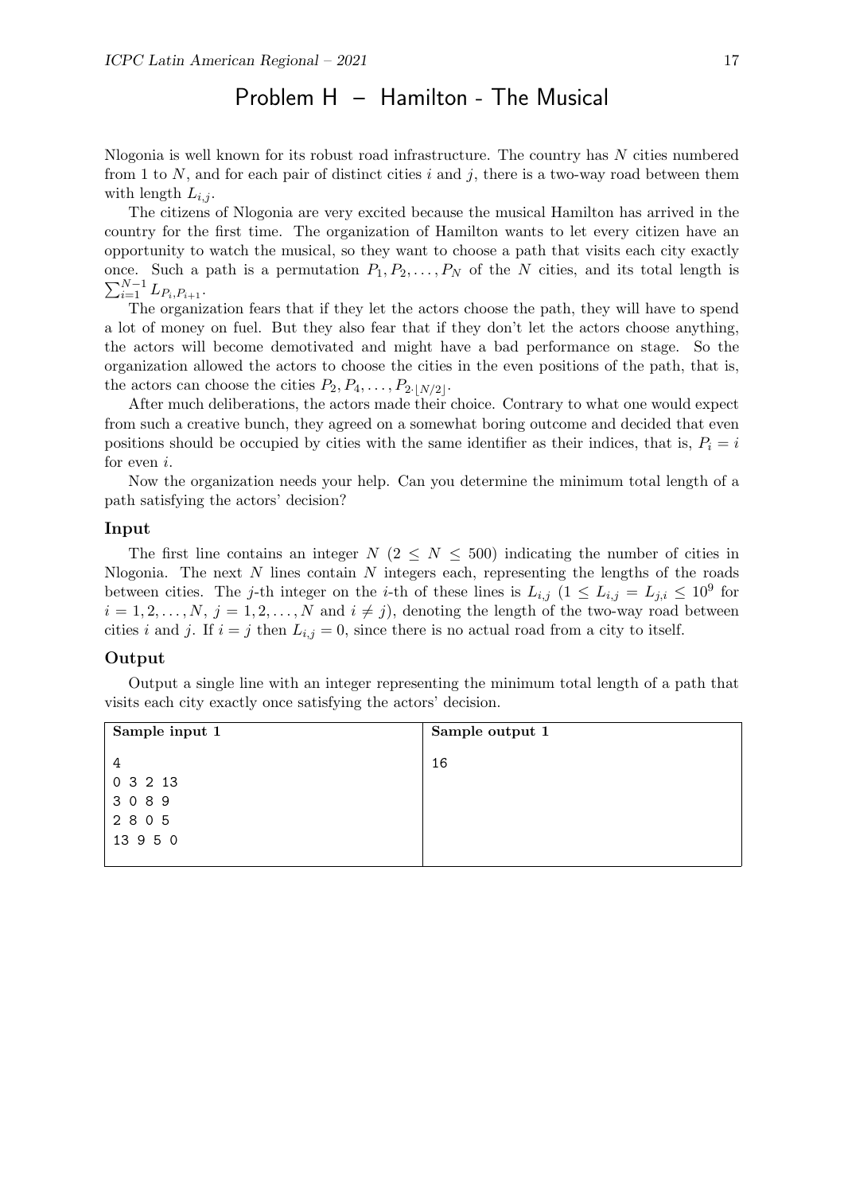# Problem H – Hamilton - The Musical

Nlogonia is well known for its robust road infrastructure. The country has $N$ cities numbered from 1 to $N$, and for each pair of distinct cities $i$ and $j$, there is a two-way road between them with length $L_{i,j}$.

The citizens of Nlogonia are very excited because the musical Hamilton has arrived in the country for the first time. The organization of Hamilton wants to let every citizen have an opportunity to watch the musical, so they want to choose a path that visits each city exactly once. Such a path is a permutation $P_1, P_2, \ldots, P_N$ of the $N$ cities, and its total length is $\sum_{i=1}^{N-1} L_{P_i,P_{i+1}}$.

The organization fears that if they let the actors choose the path, they will have to spend a lot of money on fuel. But they also fear that if they don't let the actors choose anything, the actors will become demotivated and might have a bad performance on stage. So the organization allowed the actors to choose the cities in the even positions of the path, that is, the actors can choose the cities $P_2, P_4, \ldots, P_{2 \cdot \lfloor N/2 \rfloor}$.

After much deliberations, the actors made their choice. Contrary to what one would expect from such a creative bunch, they agreed on a somewhat boring outcome and decided that even positions should be occupied by cities with the same identifier as their indices, that is, $P_i = i$ for even $i$.

Now the organization needs your help. Can you determine the minimum total length of a path satisfying the actors' decision?

## Input

The first line contains an integer $N$ ($2 \leq N \leq 500$) indicating the number of cities in Nlogonia. The next $N$ lines contain $N$ integers each, representing the lengths of the roads between cities. The $j$-th integer on the $i$-th of these lines is $L_{i,j}$ ($1 \leq L_{i,j} = L_{j,i} \leq 10^9$ for $i = 1, 2, \ldots, N$, $j = 1, 2, \ldots, N$ and $i \neq j$), denoting the length of the two-way road between cities $i$ and $j$. If $i = j$ then $L_{i,j} = 0$, since there is no actual road from a city to itself.

## Output

Output a single line with an integer representing the minimum total length of a path that visits each city exactly once satisfying the actors' decision.

| Sample input 1 | Sample output 1 |
|---|---|
| 4<br>0 3 2 13<br>3 0 8 9<br>2 8 0 5<br>13 9 5 0 | 16 |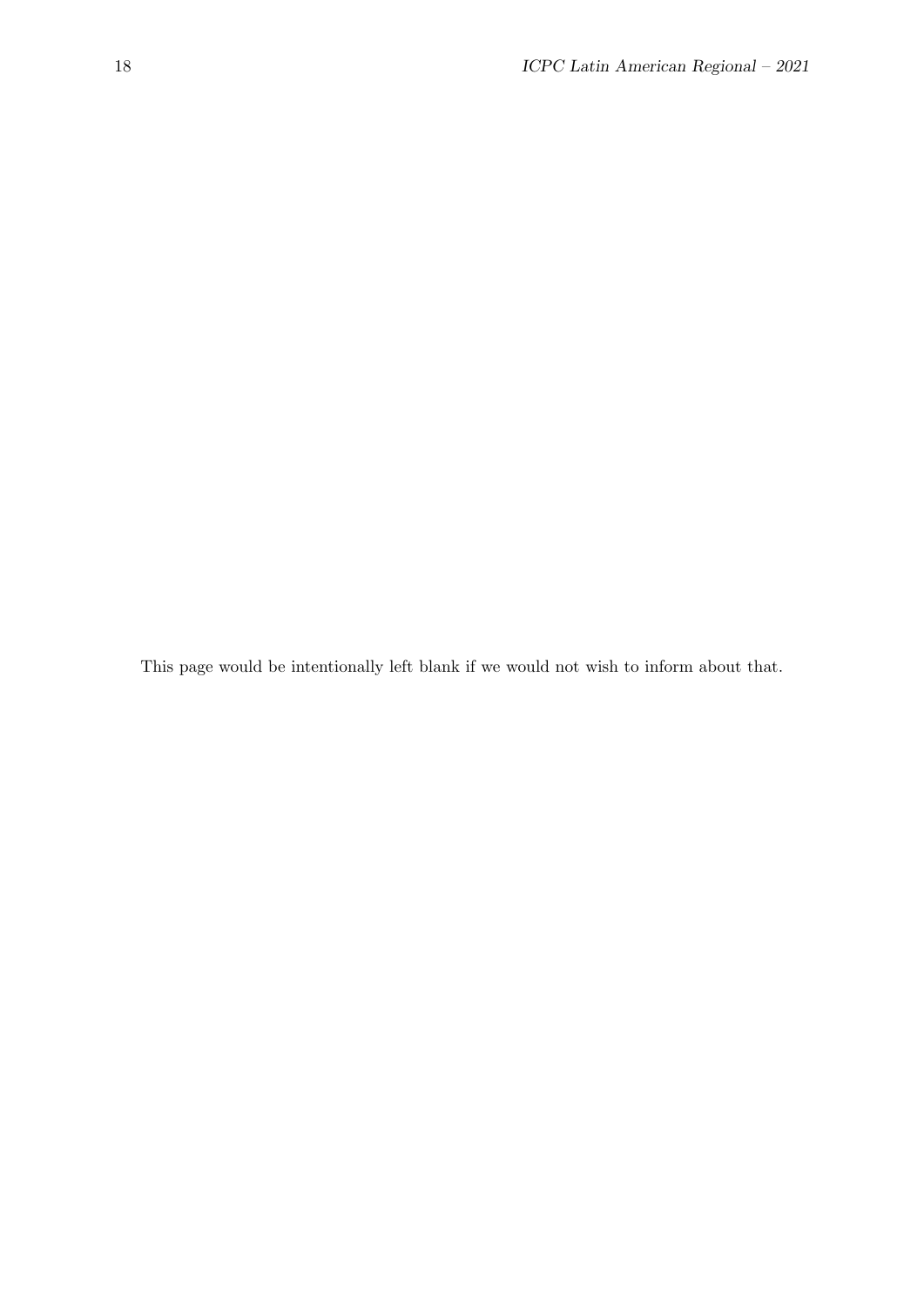This page would be intentionally left blank if we would not wish to inform about that.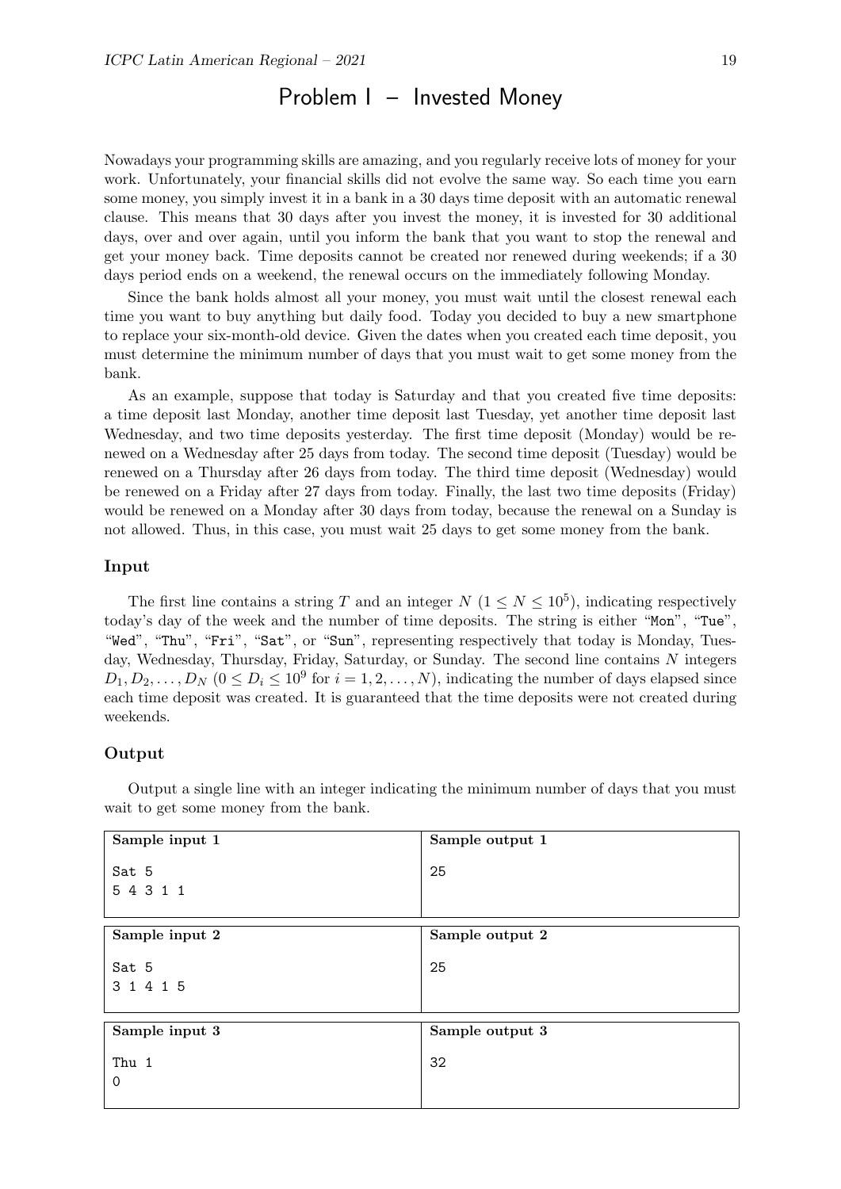# Problem I – Invested Money

Nowadays your programming skills are amazing, and you regularly receive lots of money for your work. Unfortunately, your financial skills did not evolve the same way. So each time you earn some money, you simply invest it in a bank in a 30 days time deposit with an automatic renewal clause. This means that 30 days after you invest the money, it is invested for 30 additional days, over and over again, until you inform the bank that you want to stop the renewal and get your money back. Time deposits cannot be created nor renewed during weekends; if a 30 days period ends on a weekend, the renewal occurs on the immediately following Monday.

Since the bank holds almost all your money, you must wait until the closest renewal each time you want to buy anything but daily food. Today you decided to buy a new smartphone to replace your six-month-old device. Given the dates when you created each time deposit, you must determine the minimum number of days that you must wait to get some money from the bank.

As an example, suppose that today is Saturday and that you created five time deposits: a time deposit last Monday, another time deposit last Tuesday, yet another time deposit last Wednesday, and two time deposits yesterday. The first time deposit (Monday) would be renewed on a Wednesday after 25 days from today. The second time deposit (Tuesday) would be renewed on a Thursday after 26 days from today. The third time deposit (Wednesday) would be renewed on a Friday after 27 days from today. Finally, the last two time deposits (Friday) would be renewed on a Monday after 30 days from today, because the renewal on a Sunday is not allowed. Thus, in this case, you must wait 25 days to get some money from the bank.

## Input

The first line contains a string $T$ and an integer $N$ ($1 \leq N \leq 10^5$), indicating respectively today's day of the week and the number of time deposits. The string is either "Mon", "Tue", "Wed", "Thu", "Fri", "Sat", or "Sun", representing respectively that today is Monday, Tuesday, Wednesday, Thursday, Friday, Saturday, or Sunday. The second line contains $N$ integers $D_1, D_2, \ldots, D_N$ ($0 \leq D_i \leq 10^9$ for $i = 1, 2, \ldots, N$), indicating the number of days elapsed since each time deposit was created. It is guaranteed that the time deposits were not created during weekends.

## Output

Output a single line with an integer indicating the minimum number of days that you must wait to get some money from the bank.

| Sample input 1 | Sample output 1 |
|---|---|
| Sat 5<br>5 4 3 1 1 | 25 |

| Sample input 2 | Sample output 2 |
|---|---|
| Sat 5<br>3 1 4 1 5 | 25 |

| Sample input 3 | Sample output 3 |
|---|---|
| Thu 1<br>0 | 32 |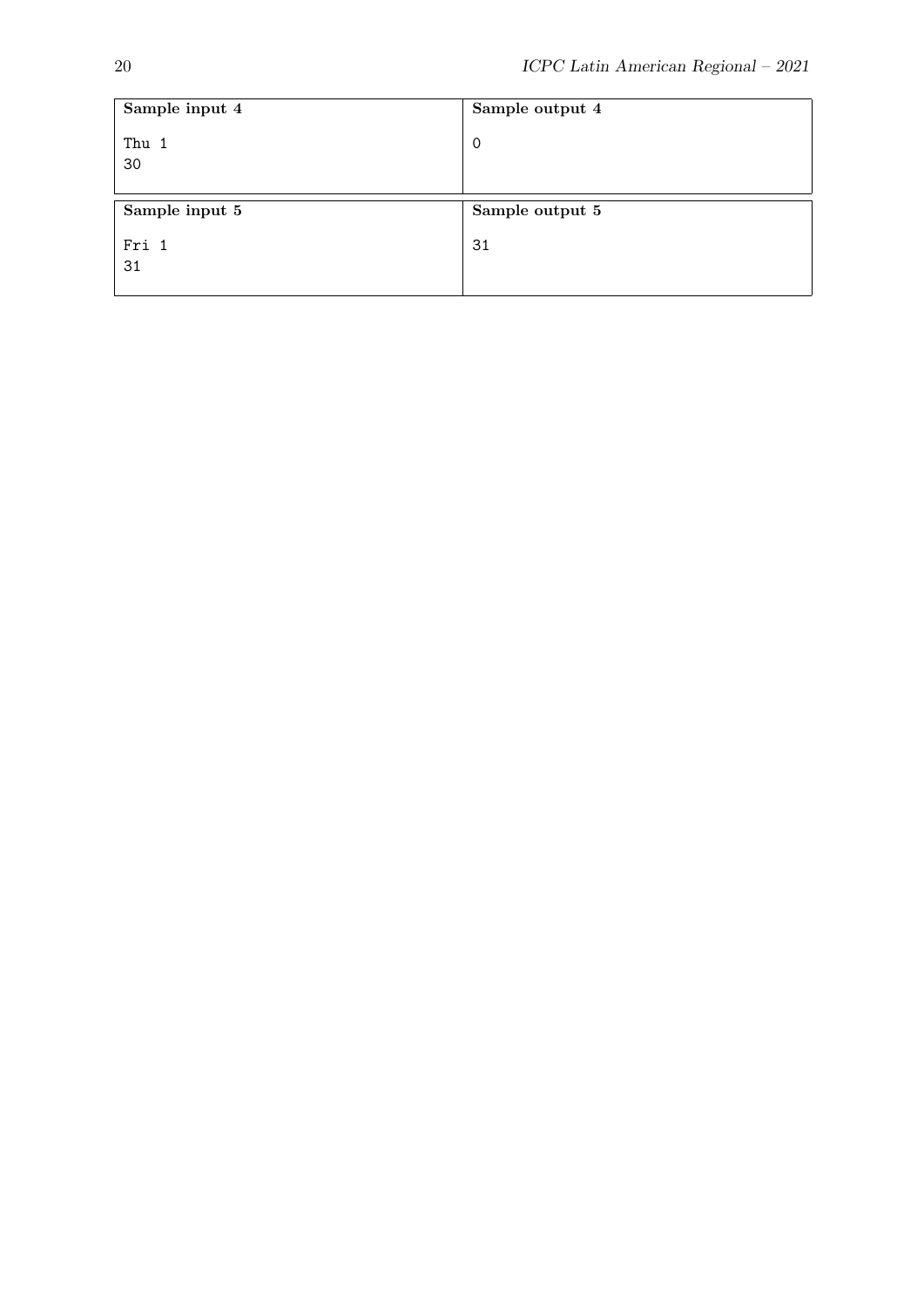| Sample input 4 | Sample output 4 |
| --- | --- |
| Thu 1<br>30 | 0 |

| Sample input 5 | Sample output 5 |
| --- | --- |
| Fri 1<br>31 | 31 |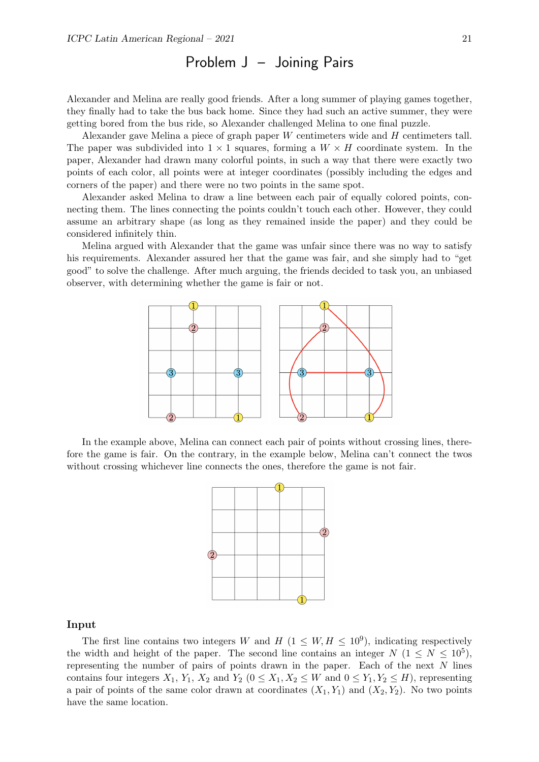# Problem J – Joining Pairs

Alexander and Melina are really good friends. After a long summer of playing games together, they finally had to take the bus back home. Since they had such an active summer, they were getting bored from the bus ride, so Alexander challenged Melina to one final puzzle.

Alexander gave Melina a piece of graph paper $W$ centimeters wide and $H$ centimeters tall. The paper was subdivided into $1 \times 1$ squares, forming a $W \times H$ coordinate system. In the paper, Alexander had drawn many colorful points, in such a way that there were exactly two points of each color, all points were at integer coordinates (possibly including the edges and corners of the paper) and there were no two points in the same spot.

Alexander asked Melina to draw a line between each pair of equally colored points, connecting them. The lines connecting the points couldn't touch each other. However, they could assume an arbitrary shape (as long as they remained inside the paper) and they could be considered infinitely thin.

Melina argued with Alexander that the game was unfair since there was no way to satisfy his requirements. Alexander assured her that the game was fair, and she simply had to "get good" to solve the challenge. After much arguing, the friends decided to task you, an unbiased observer, with determining whether the game is fair or not.

In the example above, Melina can connect each pair of points without crossing lines, therefore the game is fair. On the contrary, in the example below, Melina can't connect the twos without crossing whichever line connects the ones, therefore the game is not fair.

## Input

The first line contains two integers $W$ and $H$ ($1 \leq W, H \leq 10^9$), indicating respectively the width and height of the paper. The second line contains an integer $N$ ($1 \leq N \leq 10^5$), representing the number of pairs of points drawn in the paper. Each of the next $N$ lines contains four integers $X_1$, $Y_1$, $X_2$ and $Y_2$ ($0 \leq X_1, X_2 \leq W$ and $0 \leq Y_1, Y_2 \leq H$), representing a pair of points of the same color drawn at coordinates $(X_1, Y_1)$ and $(X_2, Y_2)$. No two points have the same location.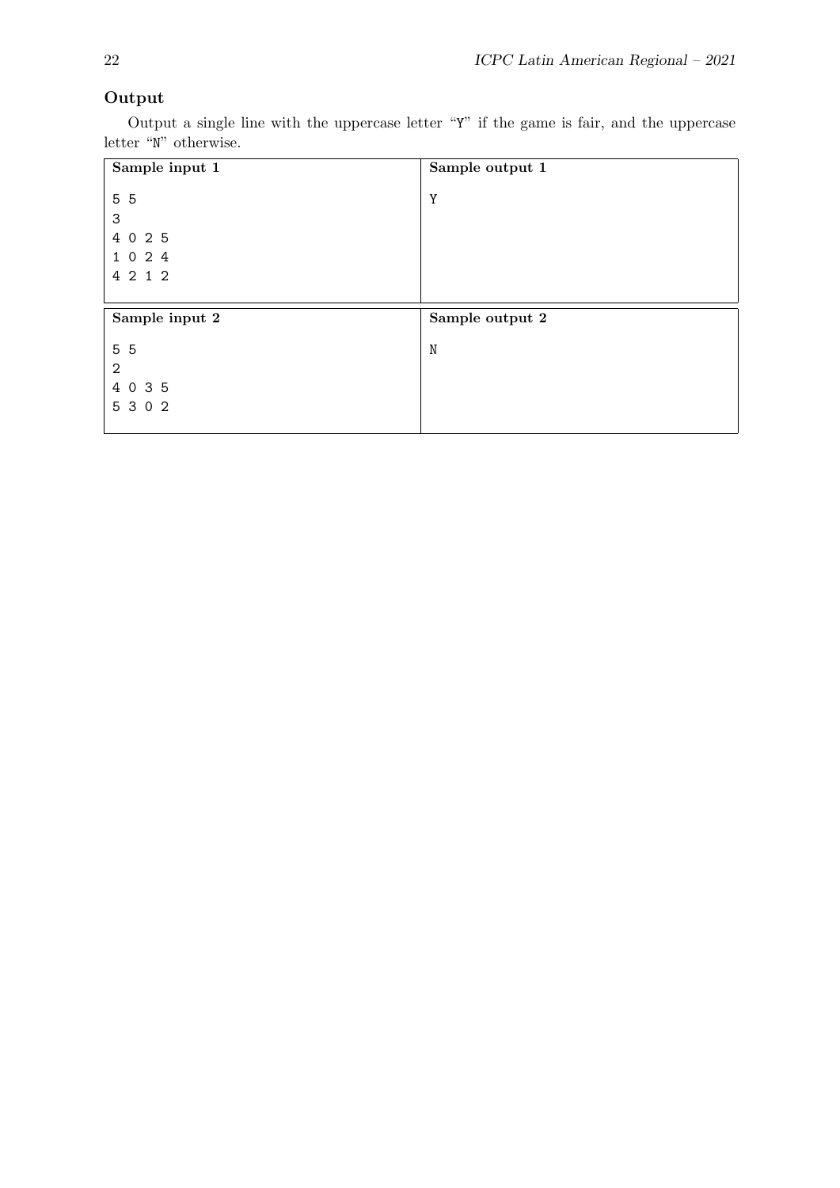## Output

Output a single line with the uppercase letter "Y" if the game is fair, and the uppercase letter "N" otherwise.

| Sample input 1 | Sample output 1 |
|---|---|
| 5 5<br>3<br>4 0 2 5<br>1 0 2 4<br>4 2 1 2 | Y |

| Sample input 2 | Sample output 2 |
|---|---|
| 5 5<br>2<br>4 0 3 5<br>5 3 0 2 | N |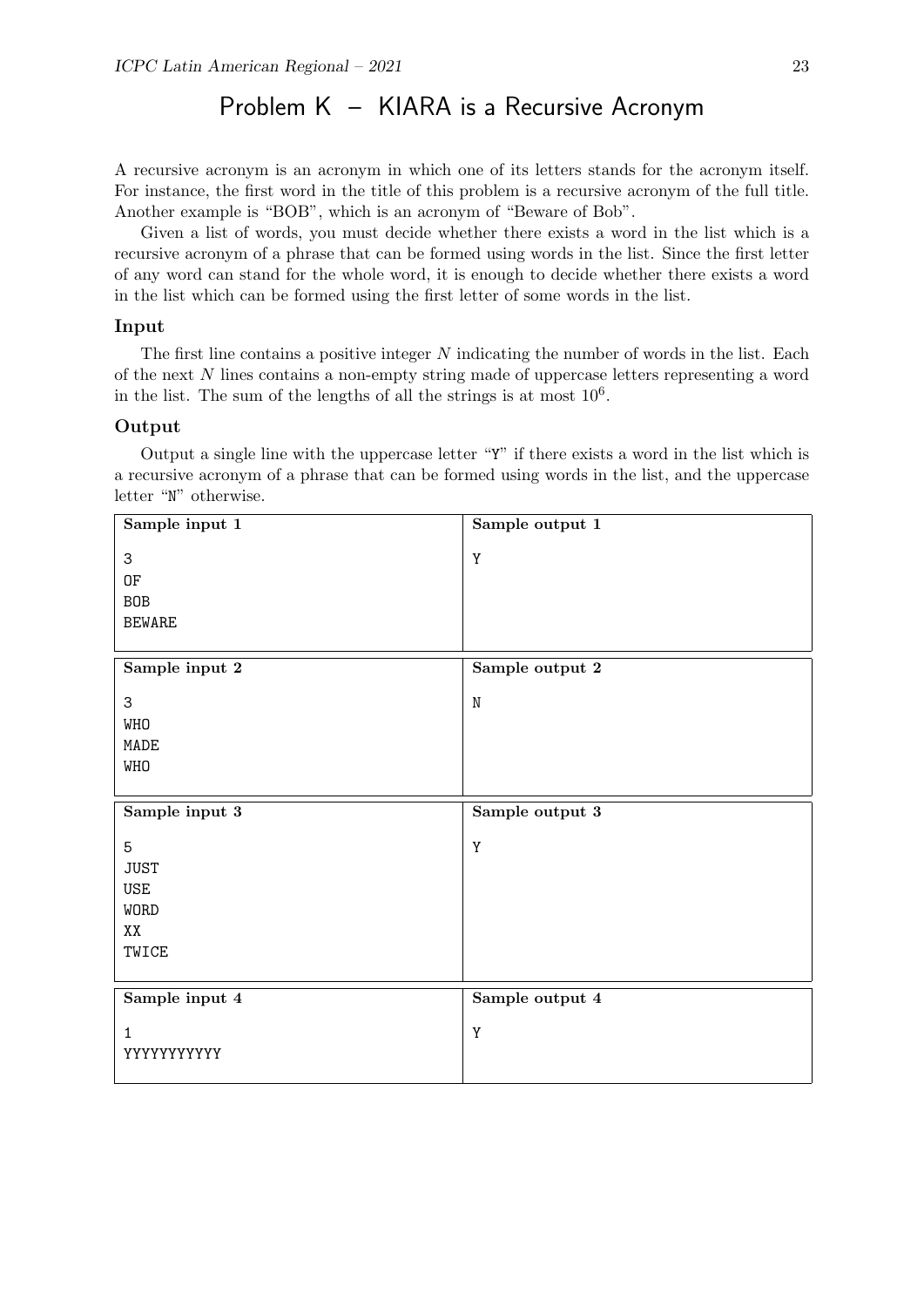# Problem K – KIARA is a Recursive Acronym

A recursive acronym is an acronym in which one of its letters stands for the acronym itself. For instance, the first word in the title of this problem is a recursive acronym of the full title. Another example is "BOB", which is an acronym of "Beware of Bob".

Given a list of words, you must decide whether there exists a word in the list which is a recursive acronym of a phrase that can be formed using words in the list. Since the first letter of any word can stand for the whole word, it is enough to decide whether there exists a word in the list which can be formed using the first letter of some words in the list.

### Input

The first line contains a positive integer $N$ indicating the number of words in the list. Each of the next $N$ lines contains a non-empty string made of uppercase letters representing a word in the list. The sum of the lengths of all the strings is at most $10^6$.

### Output

Output a single line with the uppercase letter "Y" if there exists a word in the list which is a recursive acronym of a phrase that can be formed using words in the list, and the uppercase letter "N" otherwise.

| Sample input 1 | Sample output 1 |
|---|---|
| 3<br>OF<br>BOB<br>BEWARE | Y |

| Sample input 2 | Sample output 2 |
|---|---|
| 3<br>WHO<br>MADE<br>WHO | N |

| Sample input 3 | Sample output 3 |
|---|---|
| 5<br>JUST<br>USE<br>WORD<br>XX<br>TWICE | Y |

| Sample input 4 | Sample output 4 |
|---|---|
| 1<br>YYYYYYYYYYY | Y |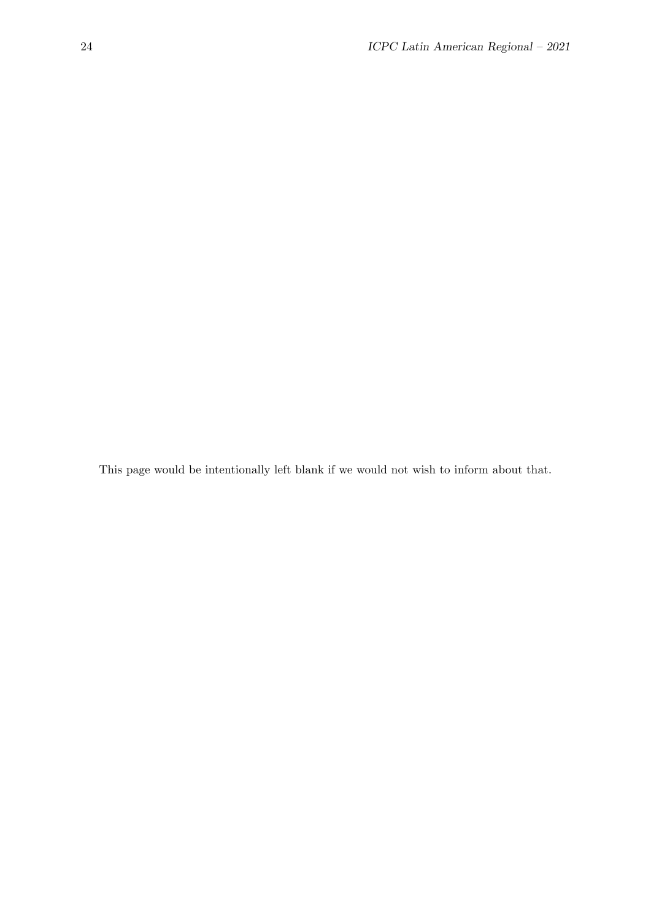This page would be intentionally left blank if we would not wish to inform about that.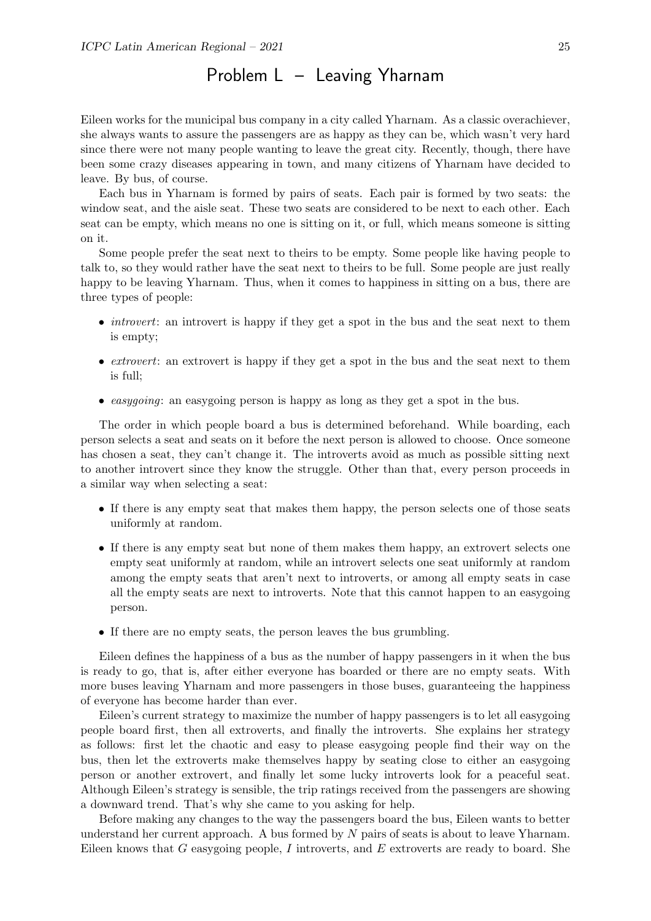# Problem L – Leaving Yharnam

Eileen works for the municipal bus company in a city called Yharnam. As a classic overachiever, she always wants to assure the passengers are as happy as they can be, which wasn't very hard since there were not many people wanting to leave the great city. Recently, though, there have been some crazy diseases appearing in town, and many citizens of Yharnam have decided to leave. By bus, of course.

Each bus in Yharnam is formed by pairs of seats. Each pair is formed by two seats: the window seat, and the aisle seat. These two seats are considered to be next to each other. Each seat can be empty, which means no one is sitting on it, or full, which means someone is sitting on it.

Some people prefer the seat next to theirs to be empty. Some people like having people to talk to, so they would rather have the seat next to theirs to be full. Some people are just really happy to be leaving Yharnam. Thus, when it comes to happiness in sitting on a bus, there are three types of people:

- *introvert*: an introvert is happy if they get a spot in the bus and the seat next to them is empty;
- *extrovert*: an extrovert is happy if they get a spot in the bus and the seat next to them is full;
- *easygoing*: an easygoing person is happy as long as they get a spot in the bus.

The order in which people board a bus is determined beforehand. While boarding, each person selects a seat and seats on it before the next person is allowed to choose. Once someone has chosen a seat, they can't change it. The introverts avoid as much as possible sitting next to another introvert since they know the struggle. Other than that, every person proceeds in a similar way when selecting a seat:

- If there is any empty seat that makes them happy, the person selects one of those seats uniformly at random.
- If there is any empty seat but none of them makes them happy, an extrovert selects one empty seat uniformly at random, while an introvert selects one seat uniformly at random among the empty seats that aren't next to introverts, or among all empty seats in case all the empty seats are next to introverts. Note that this cannot happen to an easygoing person.
- If there are no empty seats, the person leaves the bus grumbling.

Eileen defines the happiness of a bus as the number of happy passengers in it when the bus is ready to go, that is, after either everyone has boarded or there are no empty seats. With more buses leaving Yharnam and more passengers in those buses, guaranteeing the happiness of everyone has become harder than ever.

Eileen's current strategy to maximize the number of happy passengers is to let all easygoing people board first, then all extroverts, and finally the introverts. She explains her strategy as follows: first let the chaotic and easy to please easygoing people find their way on the bus, then let the extroverts make themselves happy by seating close to either an easygoing person or another extrovert, and finally let some lucky introverts look for a peaceful seat. Although Eileen's strategy is sensible, the trip ratings received from the passengers are showing a downward trend. That's why she came to you asking for help.

Before making any changes to the way the passengers board the bus, Eileen wants to better understand her current approach. A bus formed by $N$ pairs of seats is about to leave Yharnam. Eileen knows that $G$ easygoing people, $I$ introverts, and $E$ extroverts are ready to board. She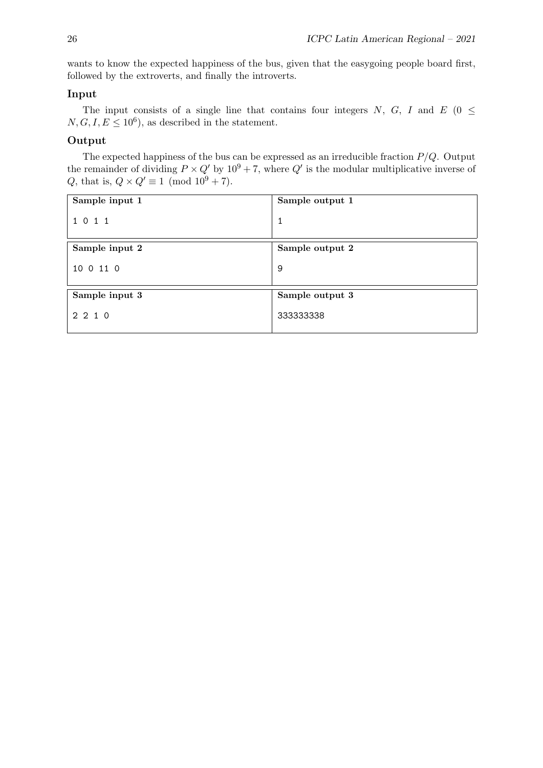wants to know the expected happiness of the bus, given that the easygoing people board first, followed by the extroverts, and finally the introverts.

## Input

The input consists of a single line that contains four integers $N$, $G$, $I$ and $E$ ($0 \leq N, G, I, E \leq 10^6$), as described in the statement.

## Output

The expected happiness of the bus can be expressed as an irreducible fraction $P/Q$. Output the remainder of dividing $P \times Q'$ by $10^9 + 7$, where $Q'$ is the modular multiplicative inverse of $Q$, that is, $Q \times Q' \equiv 1 \pmod{10^9 + 7}$.

| Sample input 1 | Sample output 1 |
|---|---|
| 1 0 1 1 | 1 |

| Sample input 2 | Sample output 2 |
|---|---|
| 10 0 11 0 | 9 |

| Sample input 3 | Sample output 3 |
|---|---|
| 2 2 1 0 | 333333338 |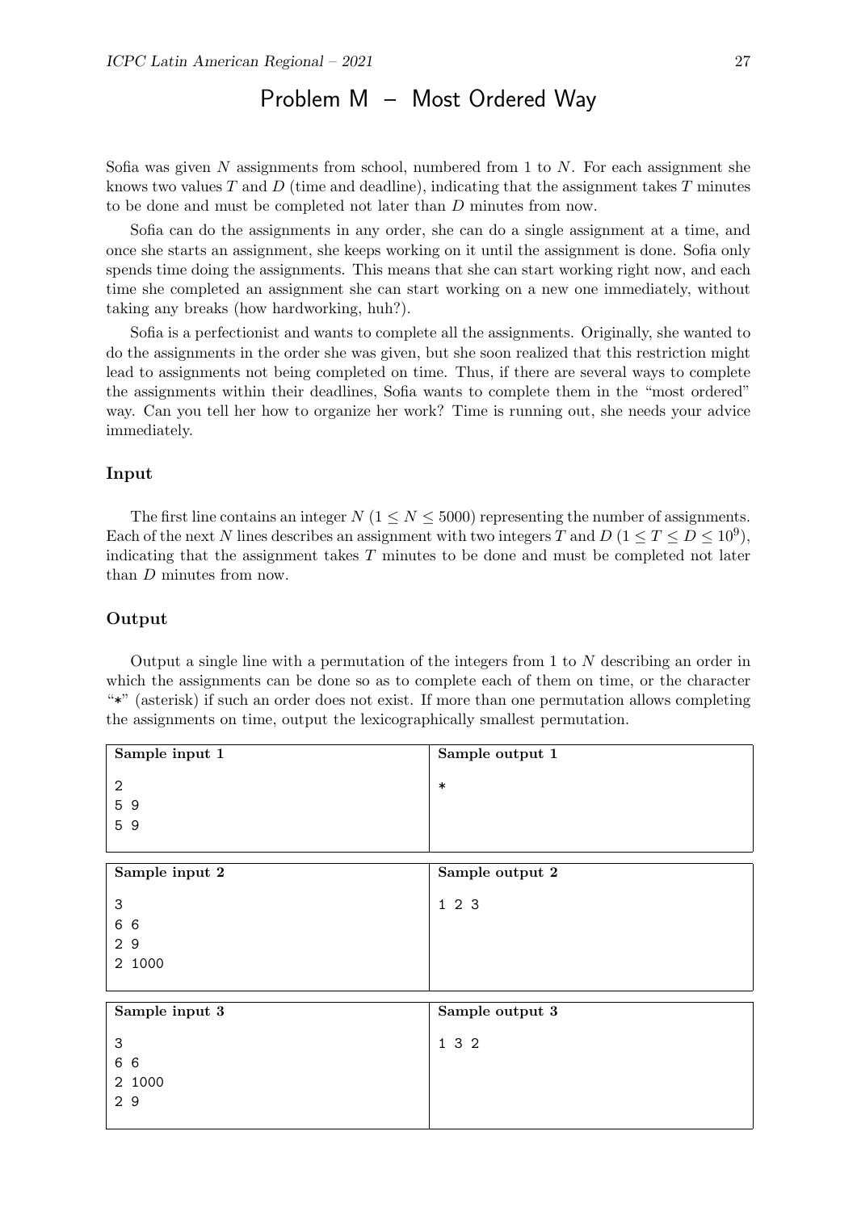# Problem M – Most Ordered Way

Sofia was given $N$ assignments from school, numbered from 1 to $N$. For each assignment she knows two values $T$ and $D$ (time and deadline), indicating that the assignment takes $T$ minutes to be done and must be completed not later than $D$ minutes from now.

Sofia can do the assignments in any order, she can do a single assignment at a time, and once she starts an assignment, she keeps working on it until the assignment is done. Sofia only spends time doing the assignments. This means that she can start working right now, and each time she completed an assignment she can start working on a new one immediately, without taking any breaks (how hardworking, huh?).

Sofia is a perfectionist and wants to complete all the assignments. Originally, she wanted to do the assignments in the order she was given, but she soon realized that this restriction might lead to assignments not being completed on time. Thus, if there are several ways to complete the assignments within their deadlines, Sofia wants to complete them in the "most ordered" way. Can you tell her how to organize her work? Time is running out, she needs your advice immediately.

## Input

The first line contains an integer $N$ ($1 \leq N \leq 5000$) representing the number of assignments. Each of the next $N$ lines describes an assignment with two integers $T$ and $D$ ($1 \leq T \leq D \leq 10^9$), indicating that the assignment takes $T$ minutes to be done and must be completed not later than $D$ minutes from now.

## Output

Output a single line with a permutation of the integers from 1 to $N$ describing an order in which the assignments can be done so as to complete each of them on time, or the character "*" (asterisk) if such an order does not exist. If more than one permutation allows completing the assignments on time, output the lexicographically smallest permutation.

| Sample input 1 | Sample output 1 |
| --- | --- |
| 2<br>5 9<br>5 9 | * |

| Sample input 2 | Sample output 2 |
| --- | --- |
| 3<br>6 6<br>2 9<br>2 1000 | 1 2 3 |

| Sample input 3 | Sample output 3 |
| --- | --- |
| 3<br>6 6<br>2 1000<br>2 9 | 1 3 2 |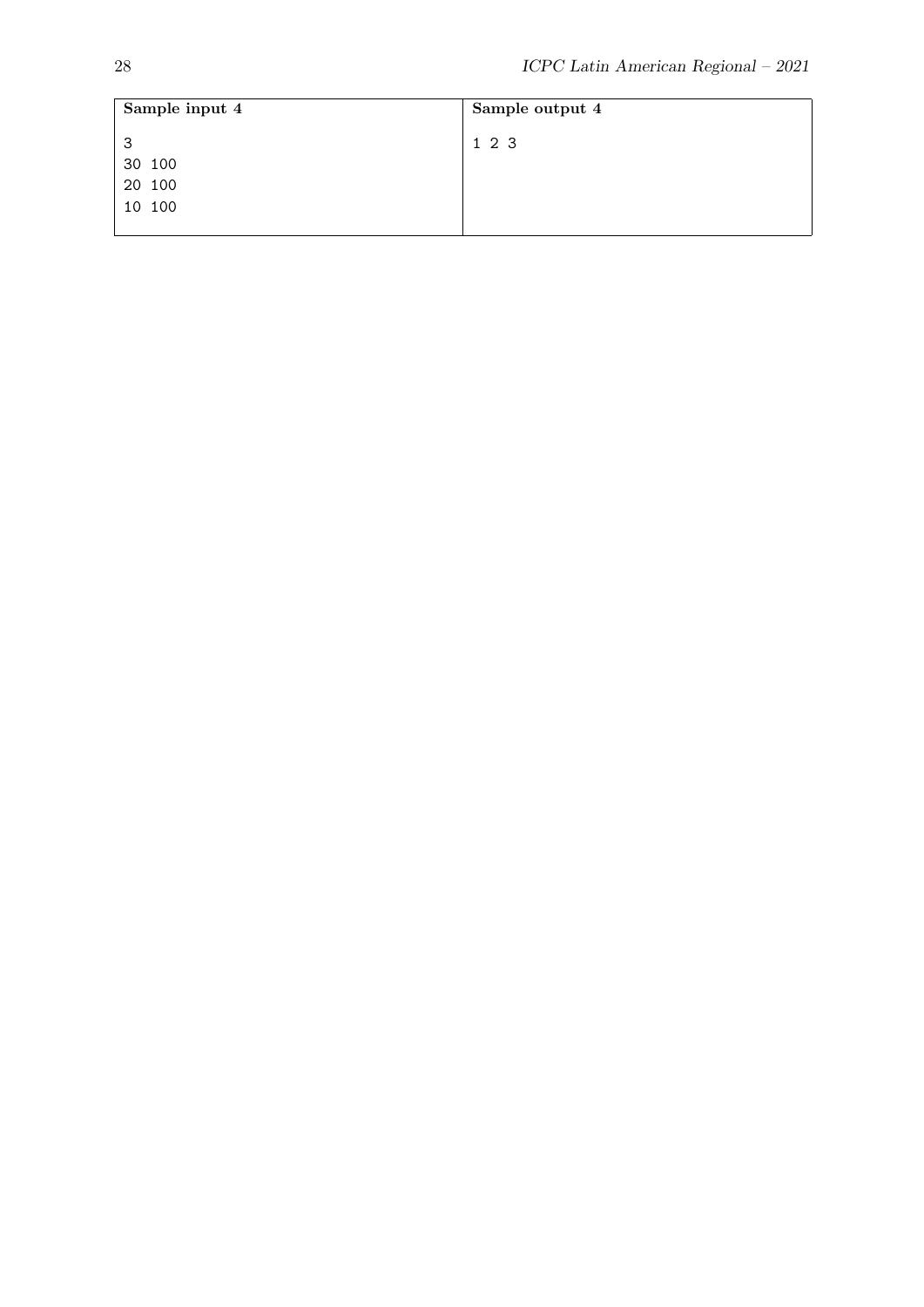| Sample input 4 | Sample output 4 |
|---|---|
| 3<br>30 100<br>20 100<br>10 100 | 1 2 3 |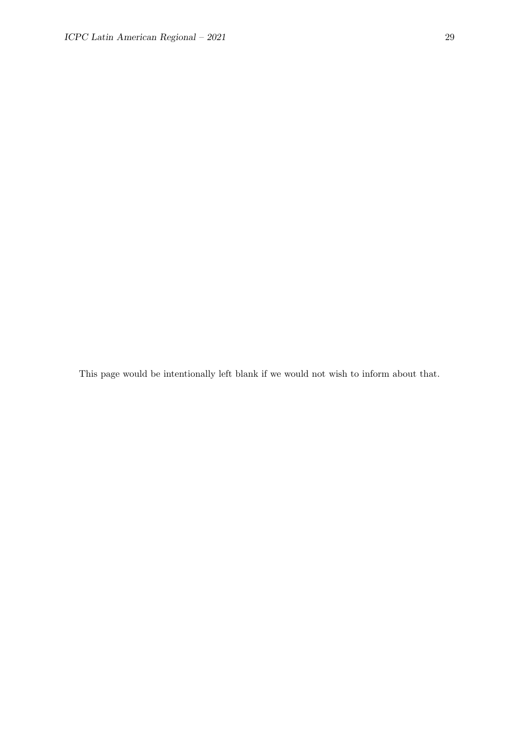This page would be intentionally left blank if we would not wish to inform about that.